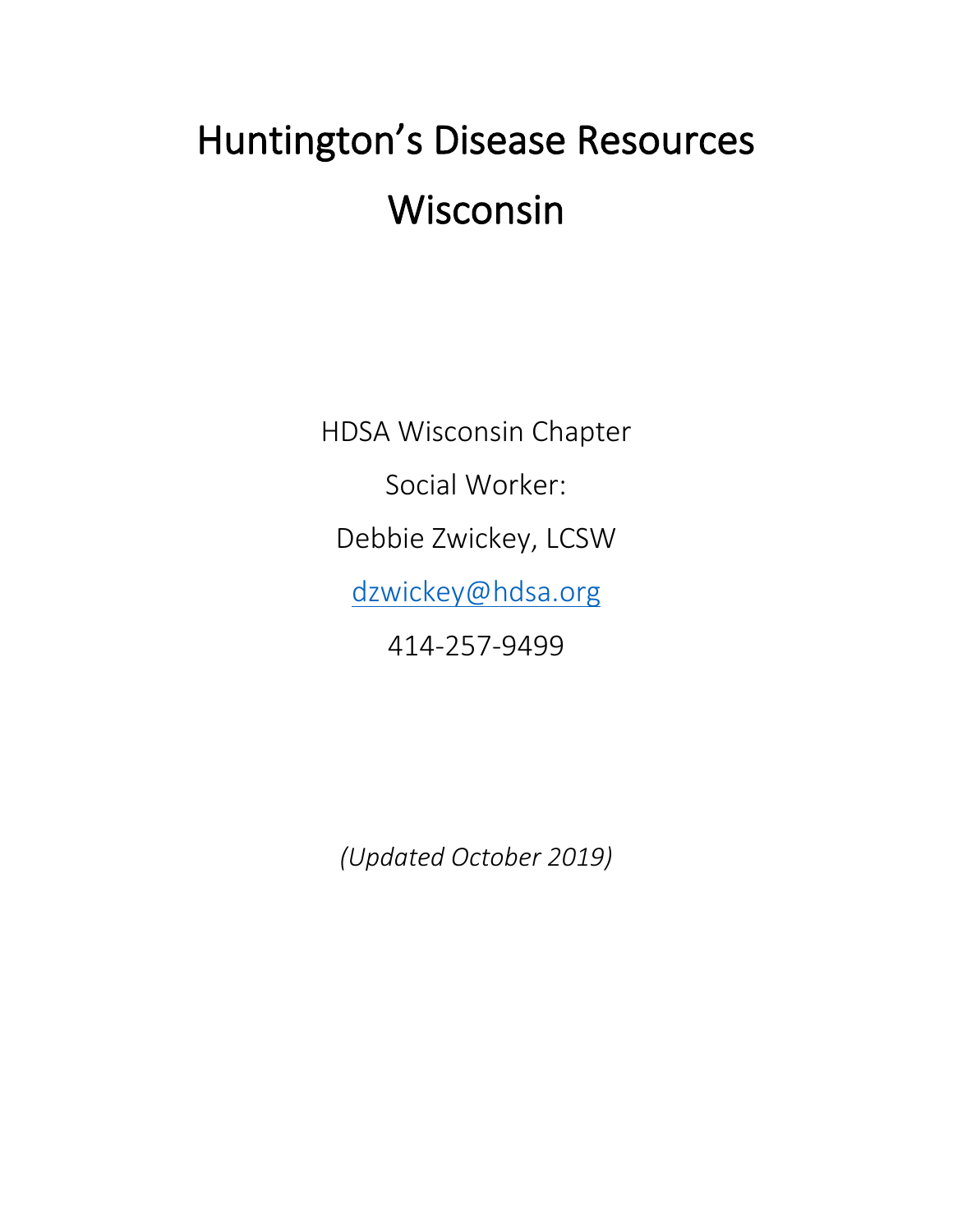# Huntington's Disease Resources Wisconsin

HDSA Wisconsin Chapter

Social Worker:

Debbie Zwickey, LCSW

dzwickey@hdsa.org

414-257-9499

*(Updated October 2019)*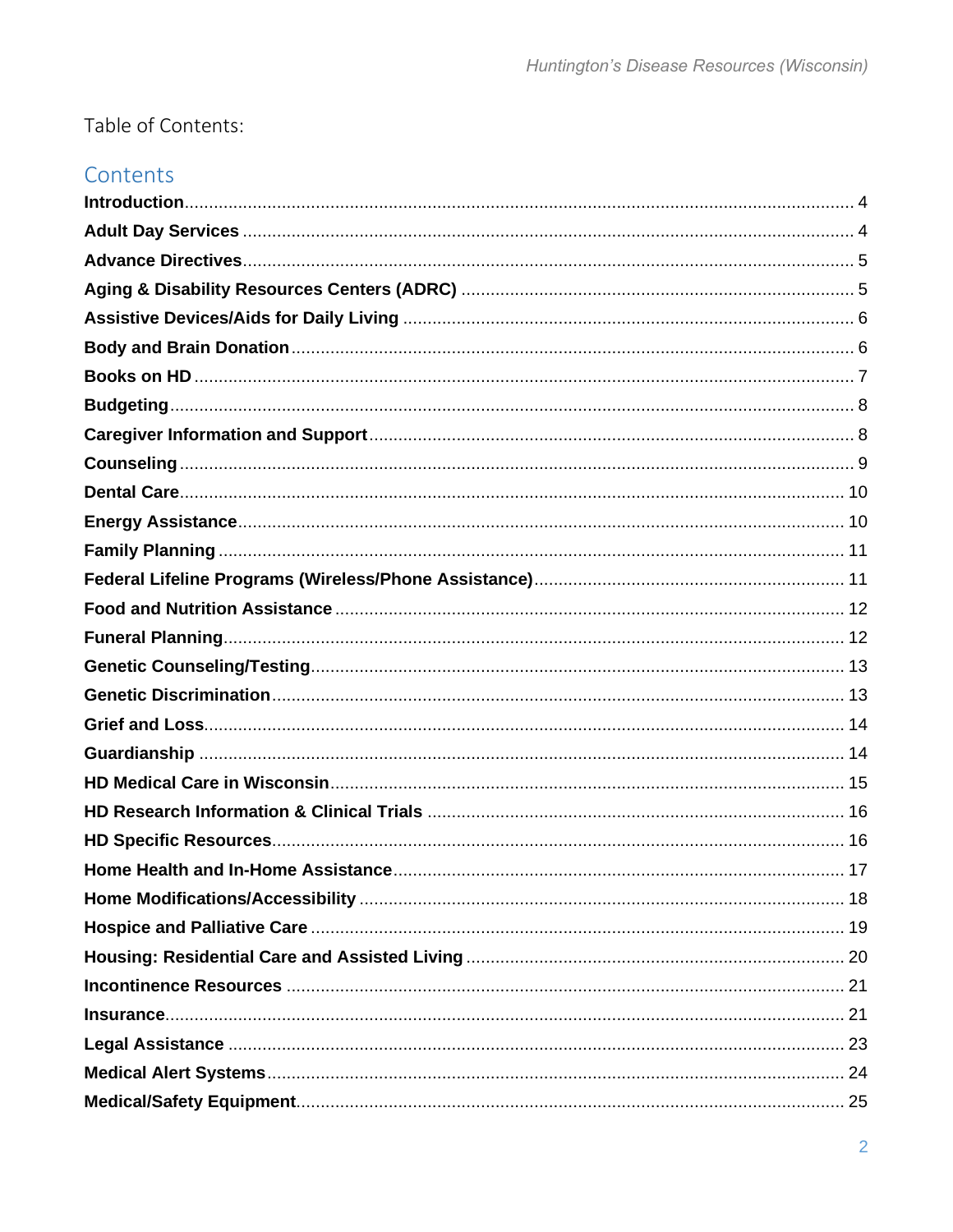Table of Contents:

## Contents

**Introduction** ........ 4
**Adult Day Services** ........ 4
**Advance Directives** ........ 5
**Aging & Disability Resources Centers (ADRC)** ........ 5
**Assistive Devices/Aids for Daily Living** ........ 6
**Body and Brain Donation** ........ 6
**Books on HD** ........ 7
**Budgeting** ........ 8
**Caregiver Information and Support** ........ 8
**Counseling** ........ 9
**Dental Care** ........ 10
**Energy Assistance** ........ 10
**Family Planning** ........ 11
**Federal Lifeline Programs (Wireless/Phone Assistance)** ........ 11
**Food and Nutrition Assistance** ........ 12
**Funeral Planning** ........ 12
**Genetic Counseling/Testing** ........ 13
**Genetic Discrimination** ........ 13
**Grief and Loss** ........ 14
**Guardianship** ........ 14
**HD Medical Care in Wisconsin** ........ 15
**HD Research Information & Clinical Trials** ........ 16
**HD Specific Resources** ........ 16
**Home Health and In-Home Assistance** ........ 17
**Home Modifications/Accessibility** ........ 18
**Hospice and Palliative Care** ........ 19
**Housing: Residential Care and Assisted Living** ........ 20
**Incontinence Resources** ........ 21
**Insurance** ........ 21
**Legal Assistance** ........ 23
**Medical Alert Systems** ........ 24
**Medical/Safety Equipment** ........ 25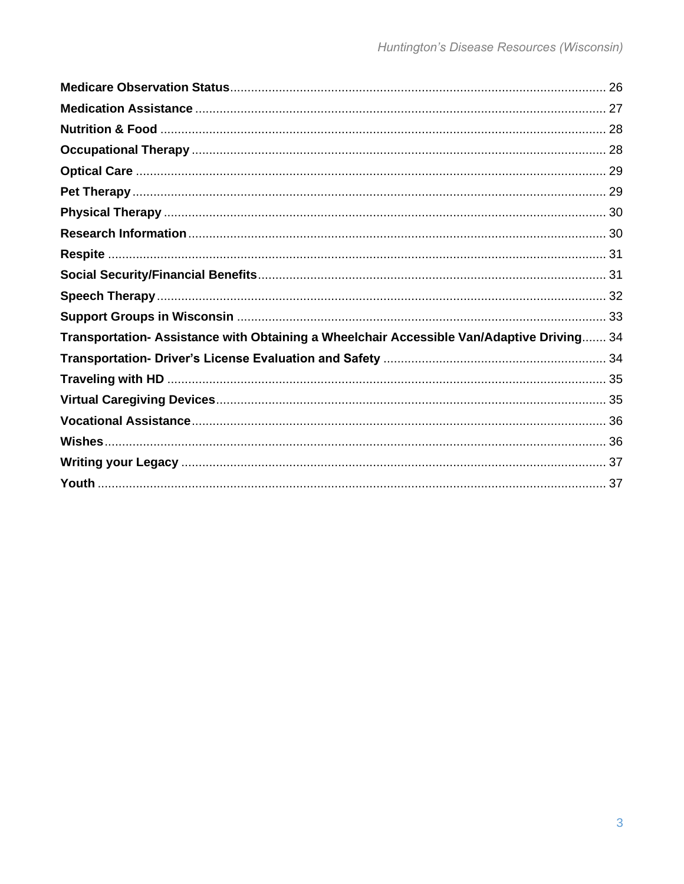**Medicare Observation Status** .......... 26
**Medication Assistance** .......... 27
**Nutrition & Food** .......... 28
**Occupational Therapy** .......... 28
**Optical Care** .......... 29
**Pet Therapy** .......... 29
**Physical Therapy** .......... 30
**Research Information** .......... 30
**Respite** .......... 31
**Social Security/Financial Benefits** .......... 31
**Speech Therapy** .......... 32
**Support Groups in Wisconsin** .......... 33
**Transportation- Assistance with Obtaining a Wheelchair Accessible Van/Adaptive Driving** .......... 34
**Transportation- Driver's License Evaluation and Safety** .......... 34
**Traveling with HD** .......... 35
**Virtual Caregiving Devices** .......... 35
**Vocational Assistance** .......... 36
**Wishes** .......... 36
**Writing your Legacy** .......... 37
**Youth** .......... 37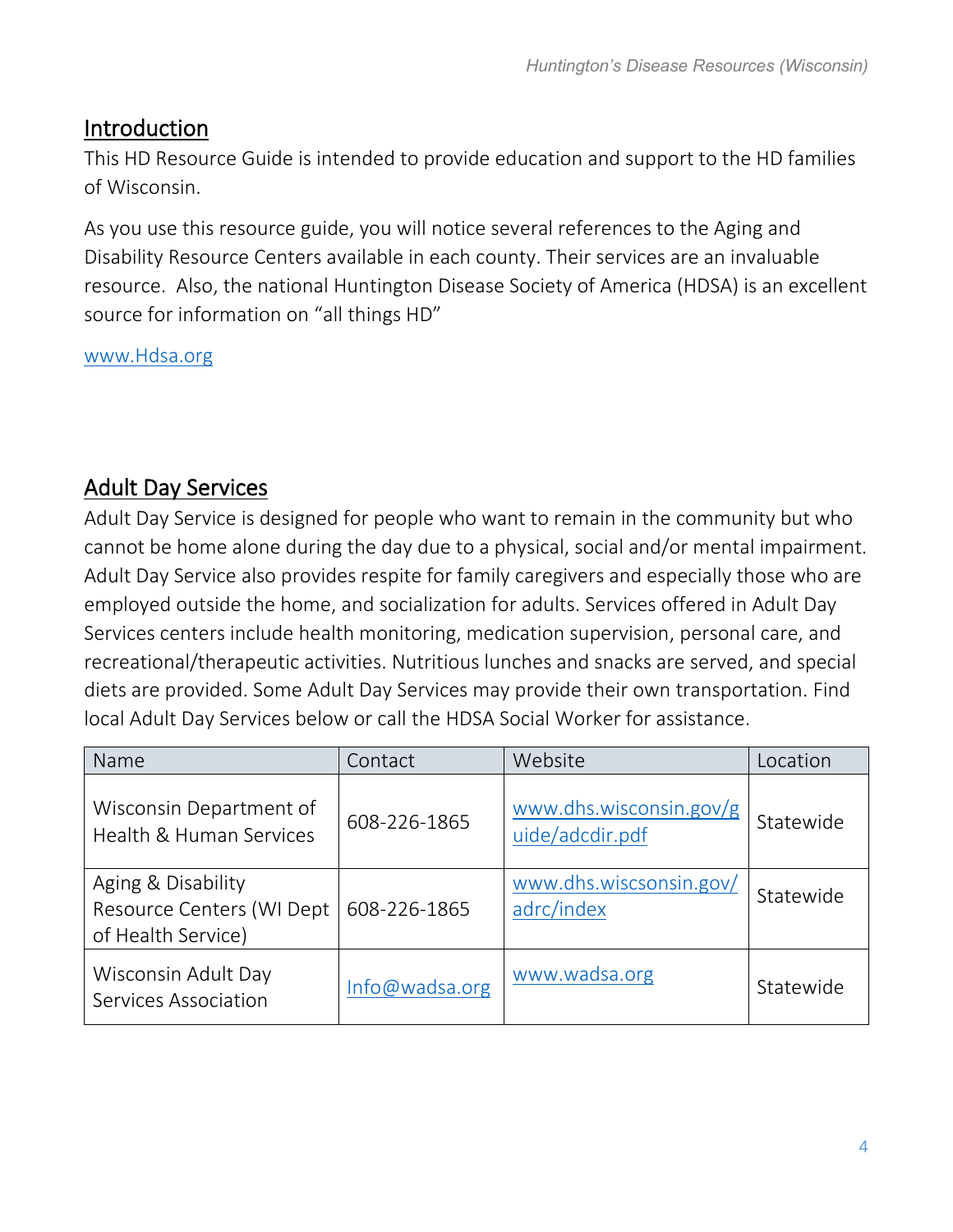## Introduction

This HD Resource Guide is intended to provide education and support to the HD families of Wisconsin.

As you use this resource guide, you will notice several references to the Aging and Disability Resource Centers available in each county. Their services are an invaluable resource. Also, the national Huntington Disease Society of America (HDSA) is an excellent source for information on "all things HD"

www.Hdsa.org

## Adult Day Services

Adult Day Service is designed for people who want to remain in the community but who cannot be home alone during the day due to a physical, social and/or mental impairment. Adult Day Service also provides respite for family caregivers and especially those who are employed outside the home, and socialization for adults. Services offered in Adult Day Services centers include health monitoring, medication supervision, personal care, and recreational/therapeutic activities. Nutritious lunches and snacks are served, and special diets are provided. Some Adult Day Services may provide their own transportation. Find local Adult Day Services below or call the HDSA Social Worker for assistance.

| Name | Contact | Website | Location |
|---|---|---|---|
| Wisconsin Department of Health & Human Services | 608-226-1865 | www.dhs.wisconsin.gov/guide/adcdir.pdf | Statewide |
| Aging & Disability Resource Centers (WI Dept of Health Service) | 608-226-1865 | www.dhs.wiscsonsin.gov/adrc/index | Statewide |
| Wisconsin Adult Day Services Association | Info@wadsa.org | www.wadsa.org | Statewide |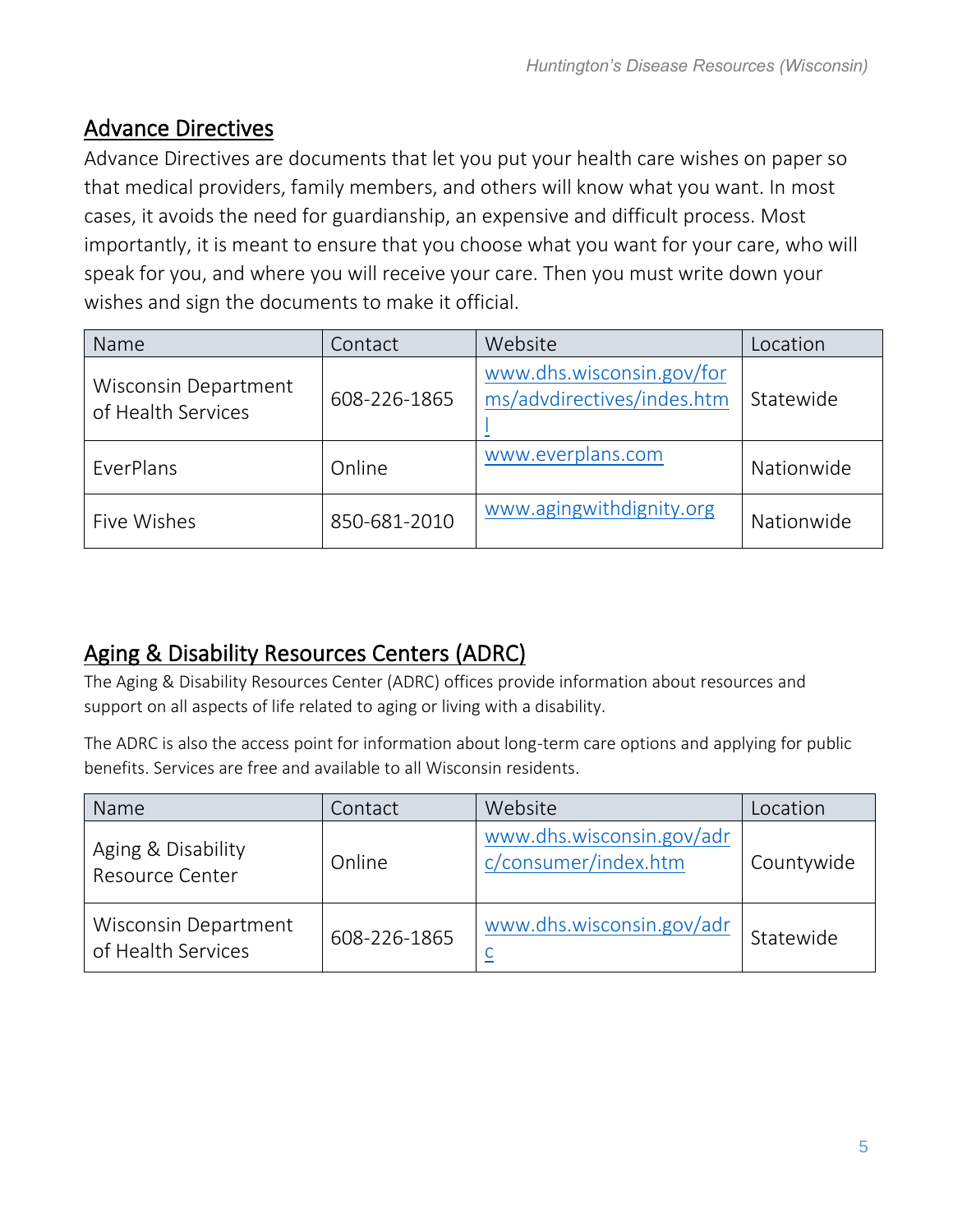## Advance Directives

Advance Directives are documents that let you put your health care wishes on paper so that medical providers, family members, and others will know what you want. In most cases, it avoids the need for guardianship, an expensive and difficult process. Most importantly, it is meant to ensure that you choose what you want for your care, who will speak for you, and where you will receive your care. Then you must write down your wishes and sign the documents to make it official.

| Name | Contact | Website | Location |
|---|---|---|---|
| Wisconsin Department of Health Services | 608-226-1865 | www.dhs.wisconsin.gov/forms/advdirectives/indes.html | Statewide |
| EverPlans | Online | www.everplans.com | Nationwide |
| Five Wishes | 850-681-2010 | www.agingwithdignity.org | Nationwide |

## Aging & Disability Resources Centers (ADRC)

The Aging & Disability Resources Center (ADRC) offices provide information about resources and support on all aspects of life related to aging or living with a disability.

The ADRC is also the access point for information about long-term care options and applying for public benefits. Services are free and available to all Wisconsin residents.

| Name | Contact | Website | Location |
|---|---|---|---|
| Aging & Disability Resource Center | Online | www.dhs.wisconsin.gov/adrc/consumer/index.htm | Countywide |
| Wisconsin Department of Health Services | 608-226-1865 | www.dhs.wisconsin.gov/adrc | Statewide |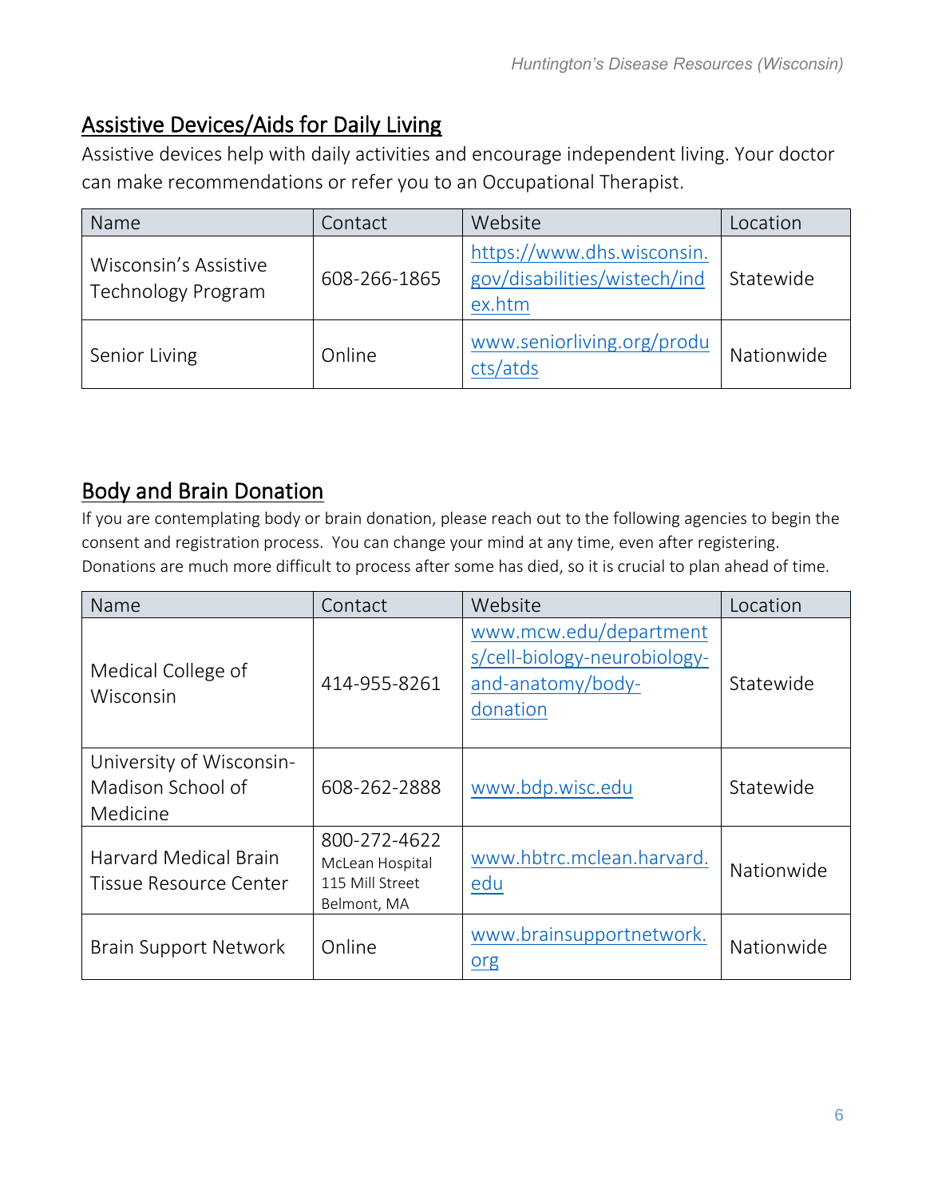## Assistive Devices/Aids for Daily Living

Assistive devices help with daily activities and encourage independent living. Your doctor can make recommendations or refer you to an Occupational Therapist.

| Name | Contact | Website | Location |
|---|---|---|---|
| Wisconsin's Assistive Technology Program | 608-266-1865 | https://www.dhs.wisconsin.gov/disabilities/wistech/index.htm | Statewide |
| Senior Living | Online | www.seniorliving.org/products/atds | Nationwide |

## Body and Brain Donation

If you are contemplating body or brain donation, please reach out to the following agencies to begin the consent and registration process. You can change your mind at any time, even after registering. Donations are much more difficult to process after some has died, so it is crucial to plan ahead of time.

| Name | Contact | Website | Location |
|---|---|---|---|
| Medical College of Wisconsin | 414-955-8261 | www.mcw.edu/departments/cell-biology-neurobiology-and-anatomy/body-donation | Statewide |
| University of Wisconsin-Madison School of Medicine | 608-262-2888 | www.bdp.wisc.edu | Statewide |
| Harvard Medical Brain Tissue Resource Center | 800-272-4622<br>McLean Hospital<br>115 Mill Street<br>Belmont, MA | www.hbtrc.mclean.harvard.edu | Nationwide |
| Brain Support Network | Online | www.brainsupportnetwork.org | Nationwide |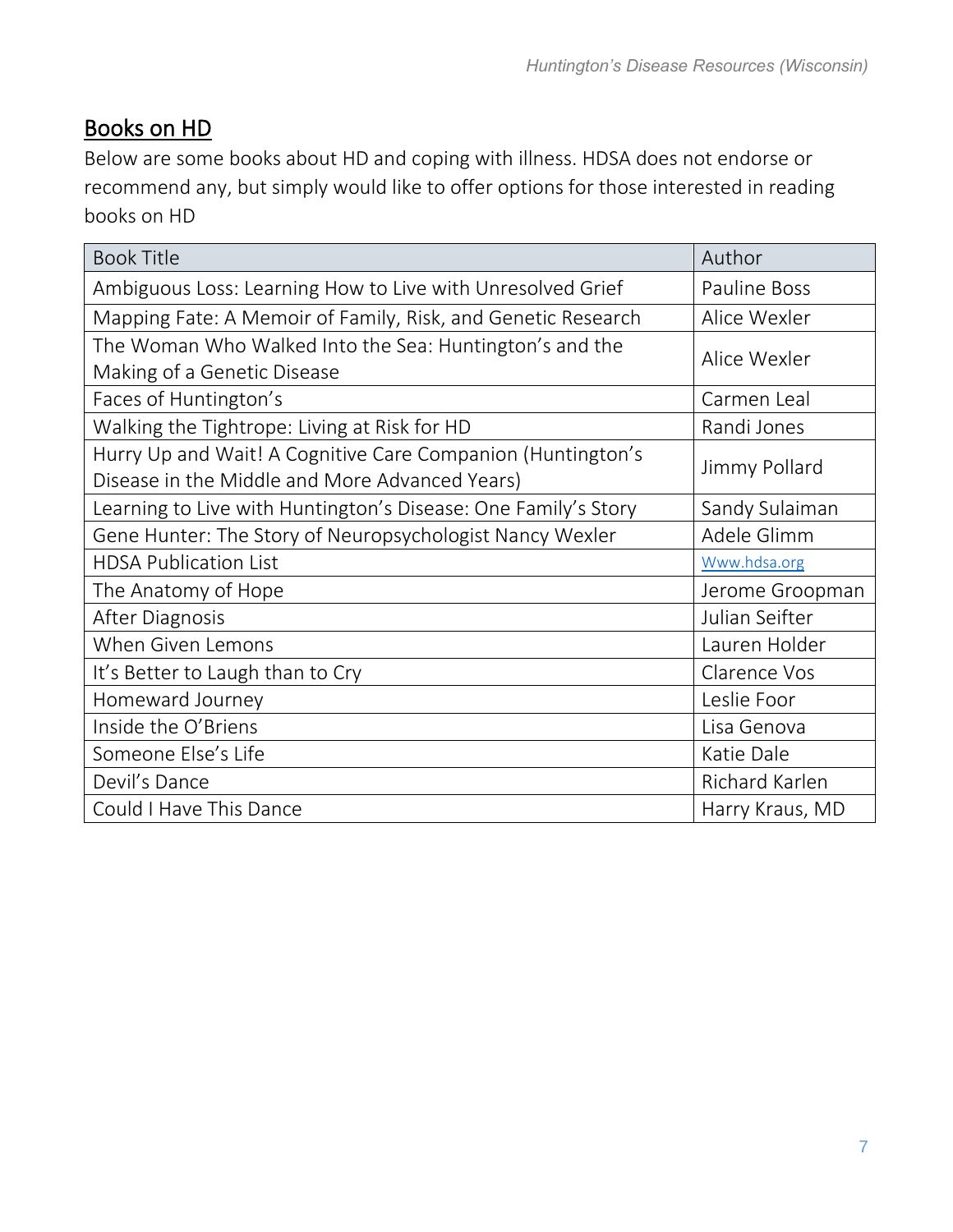## Books on HD

Below are some books about HD and coping with illness. HDSA does not endorse or recommend any, but simply would like to offer options for those interested in reading books on HD

| Book Title | Author |
| --- | --- |
| Ambiguous Loss: Learning How to Live with Unresolved Grief | Pauline Boss |
| Mapping Fate: A Memoir of Family, Risk, and Genetic Research | Alice Wexler |
| The Woman Who Walked Into the Sea: Huntington's and the Making of a Genetic Disease | Alice Wexler |
| Faces of Huntington's | Carmen Leal |
| Walking the Tightrope: Living at Risk for HD | Randi Jones |
| Hurry Up and Wait! A Cognitive Care Companion (Huntington's Disease in the Middle and More Advanced Years) | Jimmy Pollard |
| Learning to Live with Huntington's Disease: One Family's Story | Sandy Sulaiman |
| Gene Hunter: The Story of Neuropsychologist Nancy Wexler | Adele Glimm |
| HDSA Publication List | Www.hdsa.org |
| The Anatomy of Hope | Jerome Groopman |
| After Diagnosis | Julian Seifter |
| When Given Lemons | Lauren Holder |
| It's Better to Laugh than to Cry | Clarence Vos |
| Homeward Journey | Leslie Foor |
| Inside the O'Briens | Lisa Genova |
| Someone Else's Life | Katie Dale |
| Devil's Dance | Richard Karlen |
| Could I Have This Dance | Harry Kraus, MD |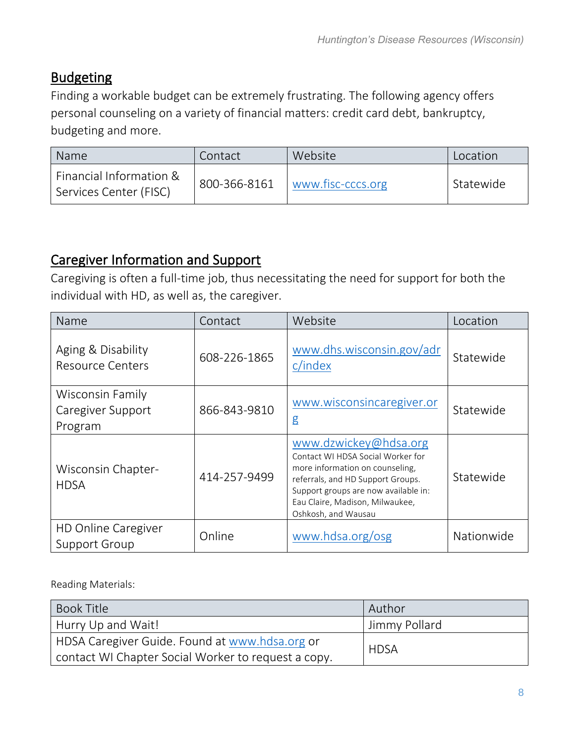## Budgeting

Finding a workable budget can be extremely frustrating. The following agency offers personal counseling on a variety of financial matters: credit card debt, bankruptcy, budgeting and more.

| Name | Contact | Website | Location |
|---|---|---|---|
| Financial Information & Services Center (FISC) | 800-366-8161 | www.fisc-cccs.org | Statewide |

## Caregiver Information and Support

Caregiving is often a full-time job, thus necessitating the need for support for both the individual with HD, as well as, the caregiver.

| Name | Contact | Website | Location |
|---|---|---|---|
| Aging & Disability Resource Centers | 608-226-1865 | www.dhs.wisconsin.gov/adrc/index | Statewide |
| Wisconsin Family Caregiver Support Program | 866-843-9810 | www.wisconsincaregiver.org | Statewide |
| Wisconsin Chapter-HDSA | 414-257-9499 | www.dzwickey@hdsa.org Contact WI HDSA Social Worker for more information on counseling, referrals, and HD Support Groups. Support groups are now available in: Eau Claire, Madison, Milwaukee, Oshkosh, and Wausau | Statewide |
| HD Online Caregiver Support Group | Online | www.hdsa.org/osg | Nationwide |

Reading Materials:

| Book Title | Author |
|---|---|
| Hurry Up and Wait! | Jimmy Pollard |
| HDSA Caregiver Guide. Found at www.hdsa.org or contact WI Chapter Social Worker to request a copy. | HDSA |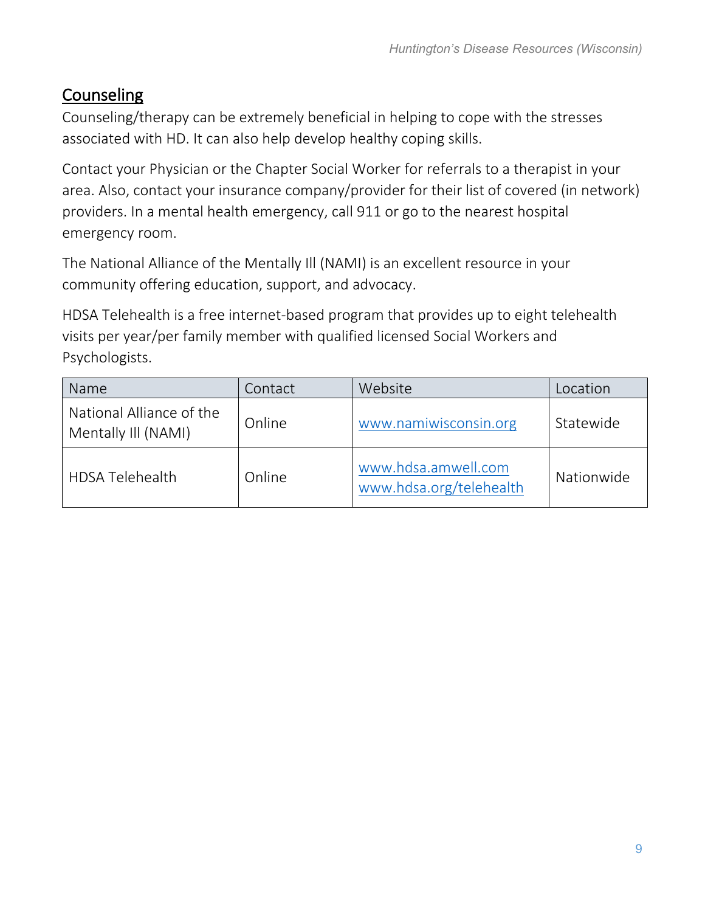## Counseling

Counseling/therapy can be extremely beneficial in helping to cope with the stresses associated with HD. It can also help develop healthy coping skills.

Contact your Physician or the Chapter Social Worker for referrals to a therapist in your area. Also, contact your insurance company/provider for their list of covered (in network) providers. In a mental health emergency, call 911 or go to the nearest hospital emergency room.

The National Alliance of the Mentally Ill (NAMI) is an excellent resource in your community offering education, support, and advocacy.

HDSA Telehealth is a free internet-based program that provides up to eight telehealth visits per year/per family member with qualified licensed Social Workers and Psychologists.

| Name | Contact | Website | Location |
|---|---|---|---|
| National Alliance of the Mentally Ill (NAMI) | Online | www.namiwisconsin.org | Statewide |
| HDSA Telehealth | Online | www.hdsa.amwell.com www.hdsa.org/telehealth | Nationwide |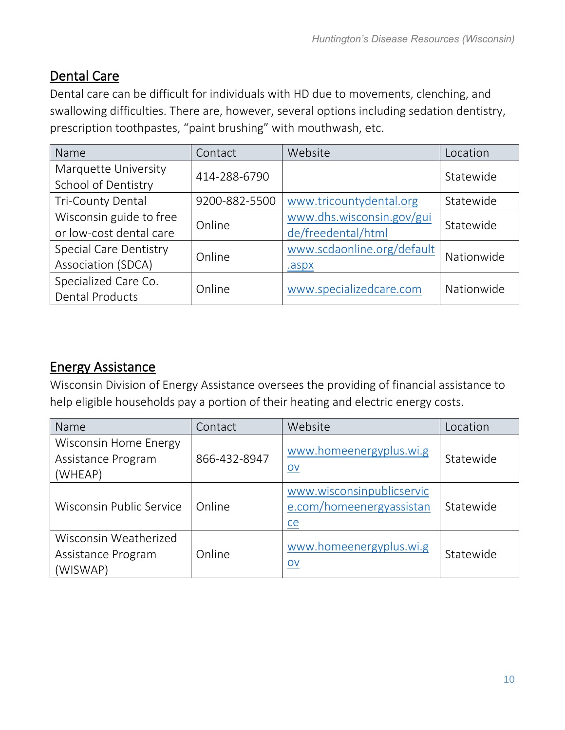## Dental Care

Dental care can be difficult for individuals with HD due to movements, clenching, and swallowing difficulties. There are, however, several options including sedation dentistry, prescription toothpastes, "paint brushing" with mouthwash, etc.

| Name | Contact | Website | Location |
|---|---|---|---|
| Marquette University School of Dentistry | 414-288-6790 | | Statewide |
| Tri-County Dental | 9200-882-5500 | www.tricountydental.org | Statewide |
| Wisconsin guide to free or low-cost dental care | Online | www.dhs.wisconsin.gov/guide/freedental/html | Statewide |
| Special Care Dentistry Association (SDCA) | Online | www.scdaonline.org/default.aspx | Nationwide |
| Specialized Care Co. Dental Products | Online | www.specializedcare.com | Nationwide |

## Energy Assistance

Wisconsin Division of Energy Assistance oversees the providing of financial assistance to help eligible households pay a portion of their heating and electric energy costs.

| Name | Contact | Website | Location |
|---|---|---|---|
| Wisconsin Home Energy Assistance Program (WHEAP) | 866-432-8947 | www.homeenergyplus.wi.gov | Statewide |
| Wisconsin Public Service | Online | www.wisconsinpublicservice.com/homeenergyassistance | Statewide |
| Wisconsin Weatherized Assistance Program (WISWAP) | Online | www.homeenergyplus.wi.gov | Statewide |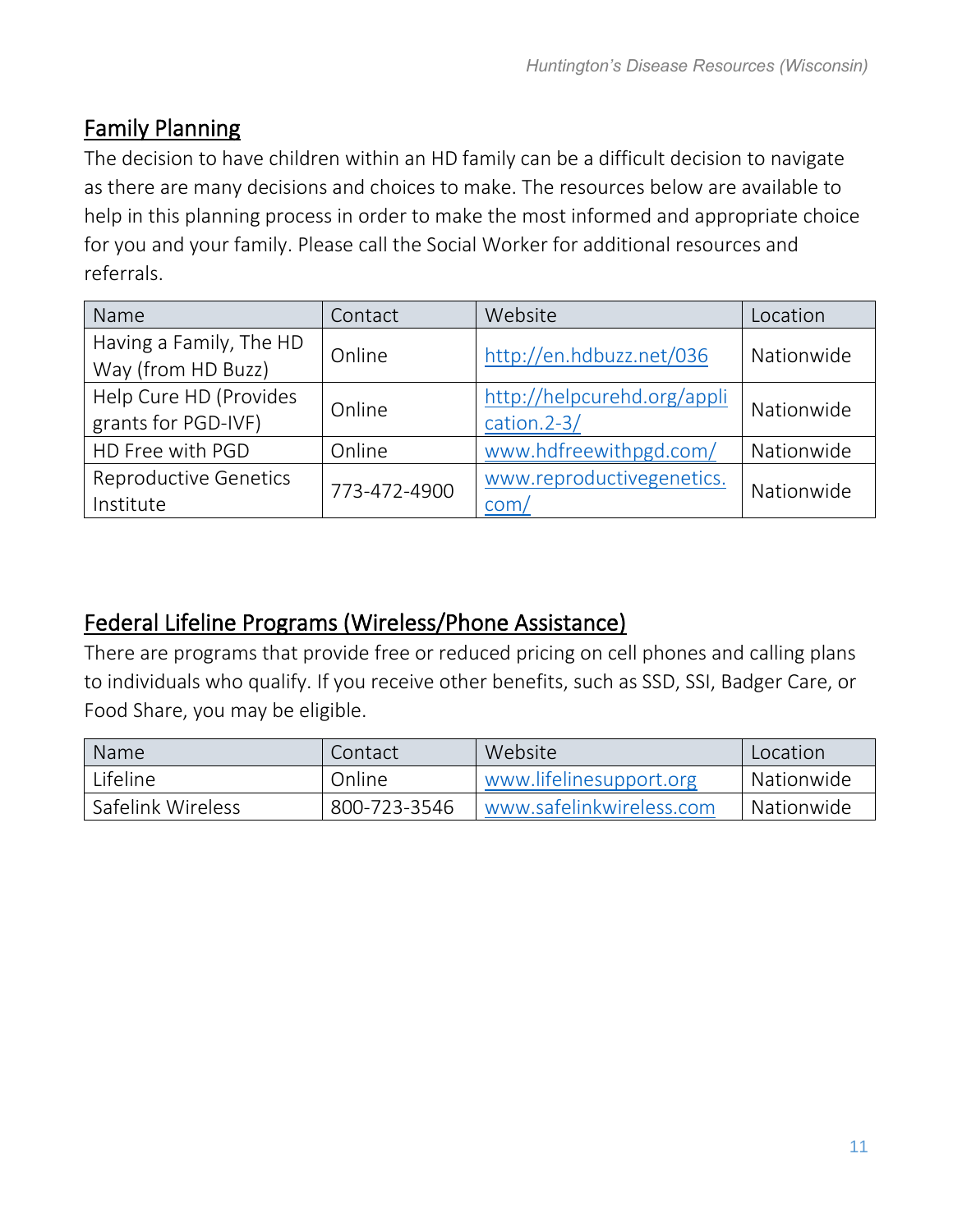## Family Planning

The decision to have children within an HD family can be a difficult decision to navigate as there are many decisions and choices to make. The resources below are available to help in this planning process in order to make the most informed and appropriate choice for you and your family. Please call the Social Worker for additional resources and referrals.

| Name | Contact | Website | Location |
|---|---|---|---|
| Having a Family, The HD Way (from HD Buzz) | Online | http://en.hdbuzz.net/036 | Nationwide |
| Help Cure HD (Provides grants for PGD-IVF) | Online | http://helpcurehd.org/application.2-3/ | Nationwide |
| HD Free with PGD | Online | www.hdfreewithpgd.com/ | Nationwide |
| Reproductive Genetics Institute | 773-472-4900 | www.reproductivegenetics.com/ | Nationwide |

## Federal Lifeline Programs (Wireless/Phone Assistance)

There are programs that provide free or reduced pricing on cell phones and calling plans to individuals who qualify. If you receive other benefits, such as SSD, SSI, Badger Care, or Food Share, you may be eligible.

| Name | Contact | Website | Location |
|---|---|---|---|
| Lifeline | Online | www.lifelinesupport.org | Nationwide |
| Safelink Wireless | 800-723-3546 | www.safelinkwireless.com | Nationwide |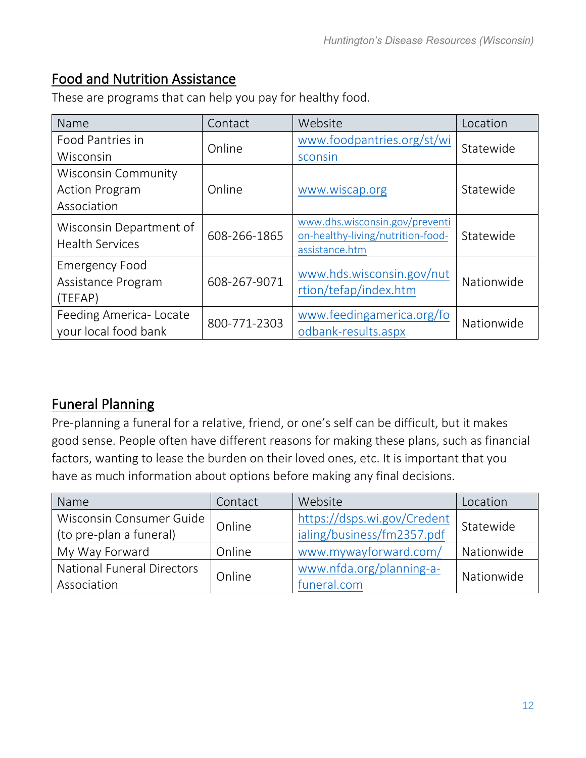## Food and Nutrition Assistance

These are programs that can help you pay for healthy food.

| Name | Contact | Website | Location |
|---|---|---|---|
| Food Pantries in Wisconsin | Online | www.foodpantries.org/st/wisconsin | Statewide |
| Wisconsin Community Action Program Association | Online | www.wiscap.org | Statewide |
| Wisconsin Department of Health Services | 608-266-1865 | www.dhs.wisconsin.gov/prevention-healthy-living/nutrition-food-assistance.htm | Statewide |
| Emergency Food Assistance Program (TEFAP) | 608-267-9071 | www.hds.wisconsin.gov/nutrtion/tefap/index.htm | Nationwide |
| Feeding America- Locate your local food bank | 800-771-2303 | www.feedingamerica.org/foodbank-results.aspx | Nationwide |

## Funeral Planning

Pre-planning a funeral for a relative, friend, or one's self can be difficult, but it makes good sense. People often have different reasons for making these plans, such as financial factors, wanting to lease the burden on their loved ones, etc. It is important that you have as much information about options before making any final decisions.

| Name | Contact | Website | Location |
|---|---|---|---|
| Wisconsin Consumer Guide (to pre-plan a funeral) | Online | https://dsps.wi.gov/Credentialing/business/fm2357.pdf | Statewide |
| My Way Forward | Online | www.mywayforward.com/ | Nationwide |
| National Funeral Directors Association | Online | www.nfda.org/planning-a-funeral.com | Nationwide |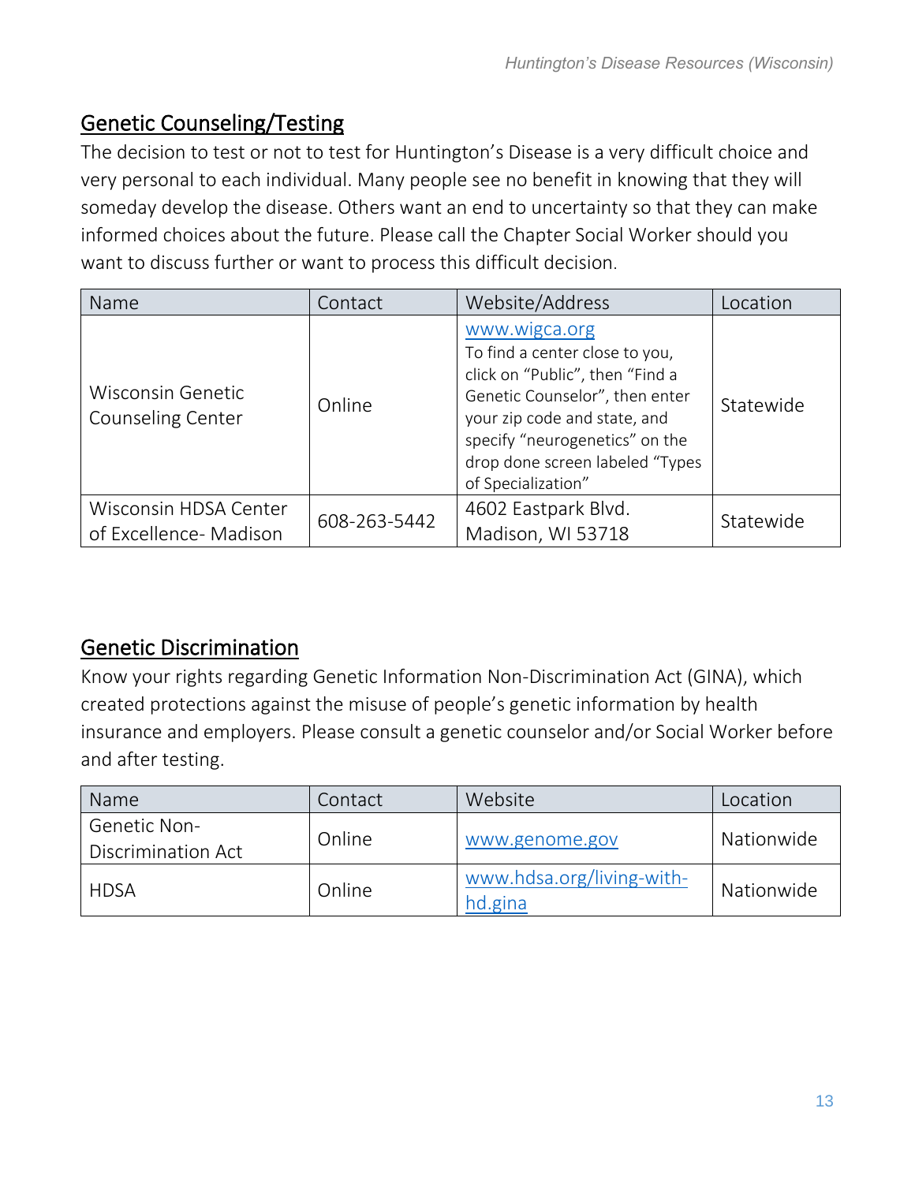## Genetic Counseling/Testing

The decision to test or not to test for Huntington's Disease is a very difficult choice and very personal to each individual. Many people see no benefit in knowing that they will someday develop the disease. Others want an end to uncertainty so that they can make informed choices about the future. Please call the Chapter Social Worker should you want to discuss further or want to process this difficult decision.

| Name | Contact | Website/Address | Location |
|---|---|---|---|
| Wisconsin Genetic Counseling Center | Online | www.wigca.org<br>To find a center close to you, click on "Public", then "Find a Genetic Counselor", then enter your zip code and state, and specify "neurogenetics" on the drop done screen labeled "Types of Specialization" | Statewide |
| Wisconsin HDSA Center of Excellence- Madison | 608-263-5442 | 4602 Eastpark Blvd.<br>Madison, WI 53718 | Statewide |

## Genetic Discrimination

Know your rights regarding Genetic Information Non-Discrimination Act (GINA), which created protections against the misuse of people's genetic information by health insurance and employers. Please consult a genetic counselor and/or Social Worker before and after testing.

| Name | Contact | Website | Location |
|---|---|---|---|
| Genetic Non-Discrimination Act | Online | www.genome.gov | Nationwide |
| HDSA | Online | www.hdsa.org/living-with-hd.gina | Nationwide |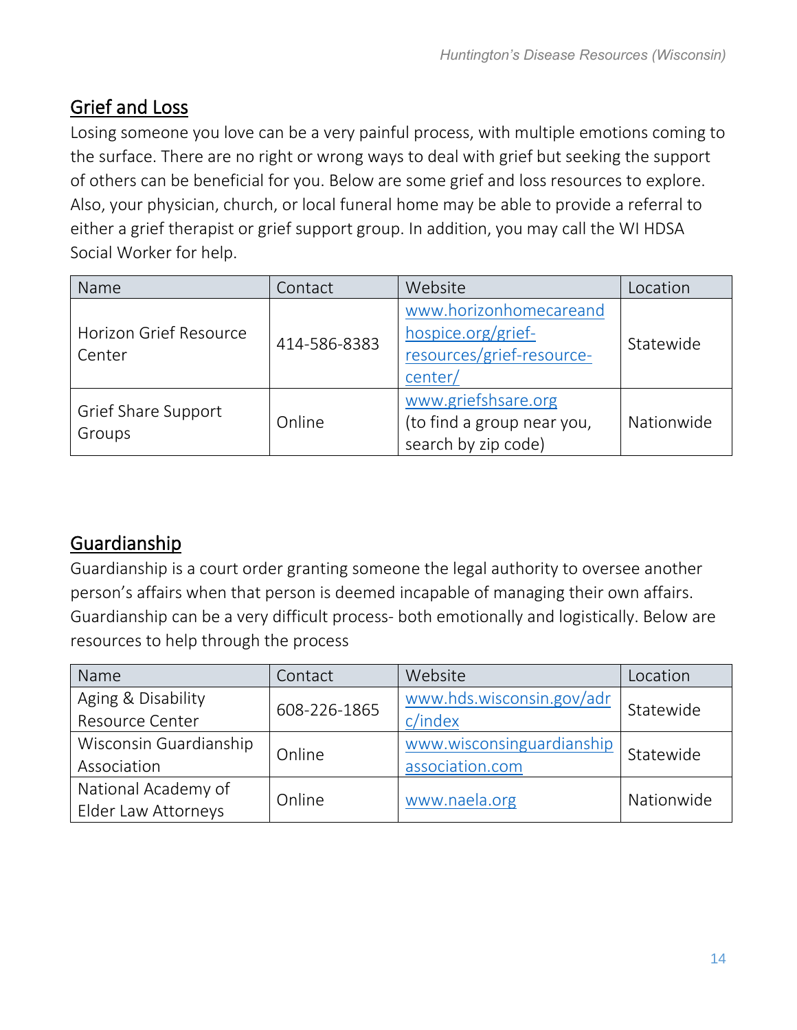## Grief and Loss

Losing someone you love can be a very painful process, with multiple emotions coming to the surface. There are no right or wrong ways to deal with grief but seeking the support of others can be beneficial for you. Below are some grief and loss resources to explore. Also, your physician, church, or local funeral home may be able to provide a referral to either a grief therapist or grief support group. In addition, you may call the WI HDSA Social Worker for help.

| Name | Contact | Website | Location |
|---|---|---|---|
| Horizon Grief Resource Center | 414-586-8383 | www.horizonhomecareandhospice.org/grief-resources/grief-resource-center/ | Statewide |
| Grief Share Support Groups | Online | www.griefshsare.org (to find a group near you, search by zip code) | Nationwide |

## Guardianship

Guardianship is a court order granting someone the legal authority to oversee another person's affairs when that person is deemed incapable of managing their own affairs. Guardianship can be a very difficult process- both emotionally and logistically. Below are resources to help through the process

| Name | Contact | Website | Location |
|---|---|---|---|
| Aging & Disability Resource Center | 608-226-1865 | www.hds.wisconsin.gov/adrc/index | Statewide |
| Wisconsin Guardianship Association | Online | www.wisconsinguardianshipassociation.com | Statewide |
| National Academy of Elder Law Attorneys | Online | www.naela.org | Nationwide |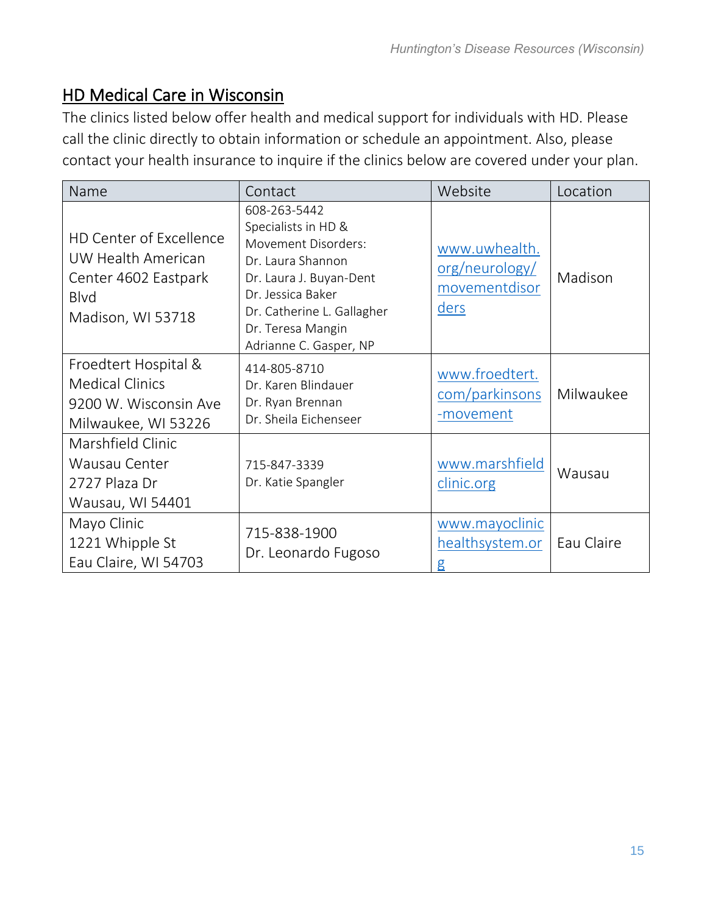## HD Medical Care in Wisconsin

The clinics listed below offer health and medical support for individuals with HD. Please call the clinic directly to obtain information or schedule an appointment. Also, please contact your health insurance to inquire if the clinics below are covered under your plan.

| Name | Contact | Website | Location |
|---|---|---|---|
| HD Center of Excellence UW Health American Center 4602 Eastpark Blvd Madison, WI 53718 | 608-263-5442 Specialists in HD & Movement Disorders: Dr. Laura Shannon Dr. Laura J. Buyan-Dent Dr. Jessica Baker Dr. Catherine L. Gallagher Dr. Teresa Mangin Adrianne C. Gasper, NP | www.uwhealth.org/neurology/movementdisorders | Madison |
| Froedtert Hospital & Medical Clinics 9200 W. Wisconsin Ave Milwaukee, WI 53226 | 414-805-8710 Dr. Karen Blindauer Dr. Ryan Brennan Dr. Sheila Eichenseer | www.froedtert.com/parkinsons-movement | Milwaukee |
| Marshfield Clinic Wausau Center 2727 Plaza Dr Wausau, WI 54401 | 715-847-3339 Dr. Katie Spangler | www.marshfieldclinic.org | Wausau |
| Mayo Clinic 1221 Whipple St Eau Claire, WI 54703 | 715-838-1900 Dr. Leonardo Fugoso | www.mayoclinichealthsystem.org | Eau Claire |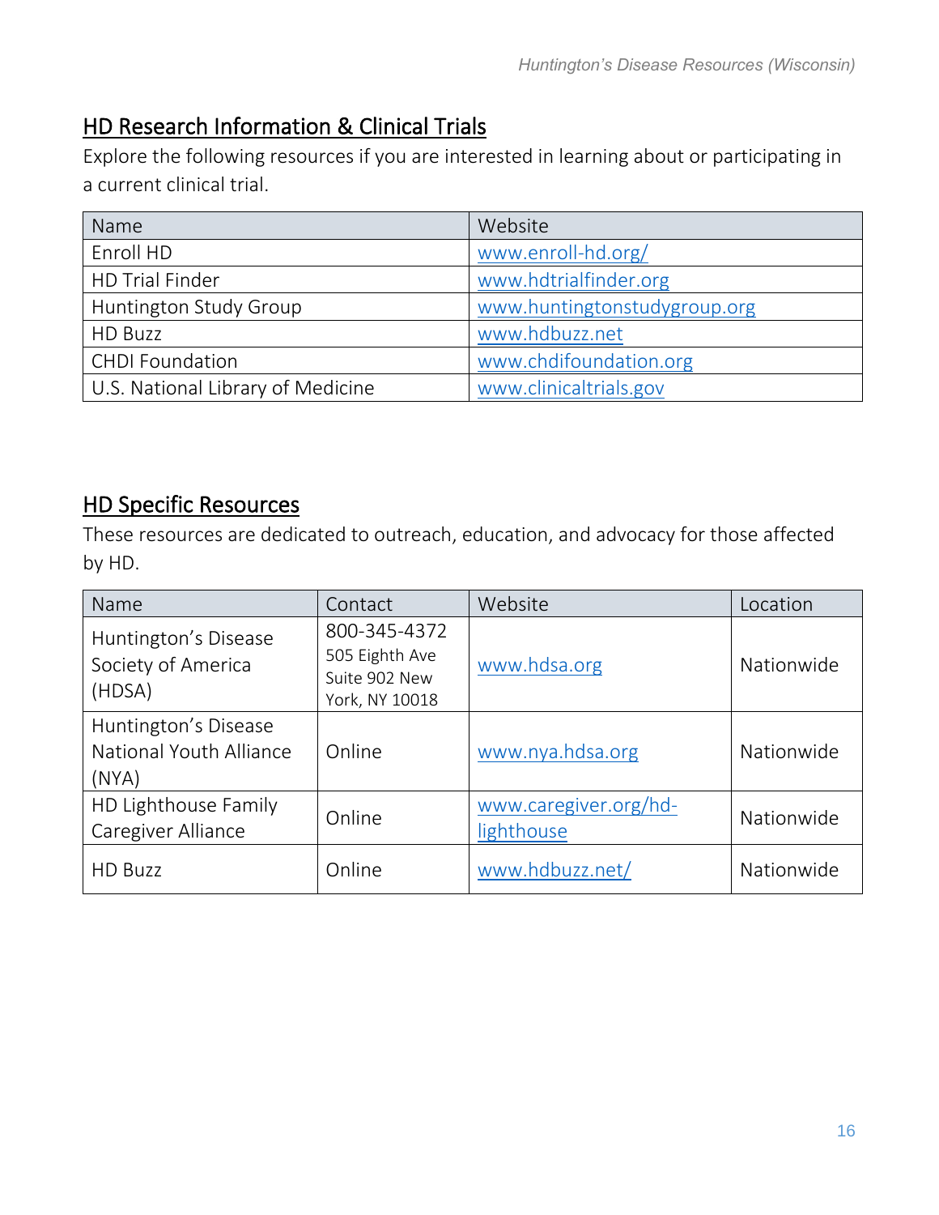## HD Research Information & Clinical Trials

Explore the following resources if you are interested in learning about or participating in a current clinical trial.

| Name | Website |
| --- | --- |
| Enroll HD | www.enroll-hd.org/ |
| HD Trial Finder | www.hdtrialfinder.org |
| Huntington Study Group | www.huntingtonstudygroup.org |
| HD Buzz | www.hdbuzz.net |
| CHDI Foundation | www.chdifoundation.org |
| U.S. National Library of Medicine | www.clinicaltrials.gov |

## HD Specific Resources

These resources are dedicated to outreach, education, and advocacy for those affected by HD.

| Name | Contact | Website | Location |
| --- | --- | --- | --- |
| Huntington's Disease Society of America (HDSA) | 800-345-4372 505 Eighth Ave Suite 902 New York, NY 10018 | www.hdsa.org | Nationwide |
| Huntington's Disease National Youth Alliance (NYA) | Online | www.nya.hdsa.org | Nationwide |
| HD Lighthouse Family Caregiver Alliance | Online | www.caregiver.org/hd-lighthouse | Nationwide |
| HD Buzz | Online | www.hdbuzz.net/ | Nationwide |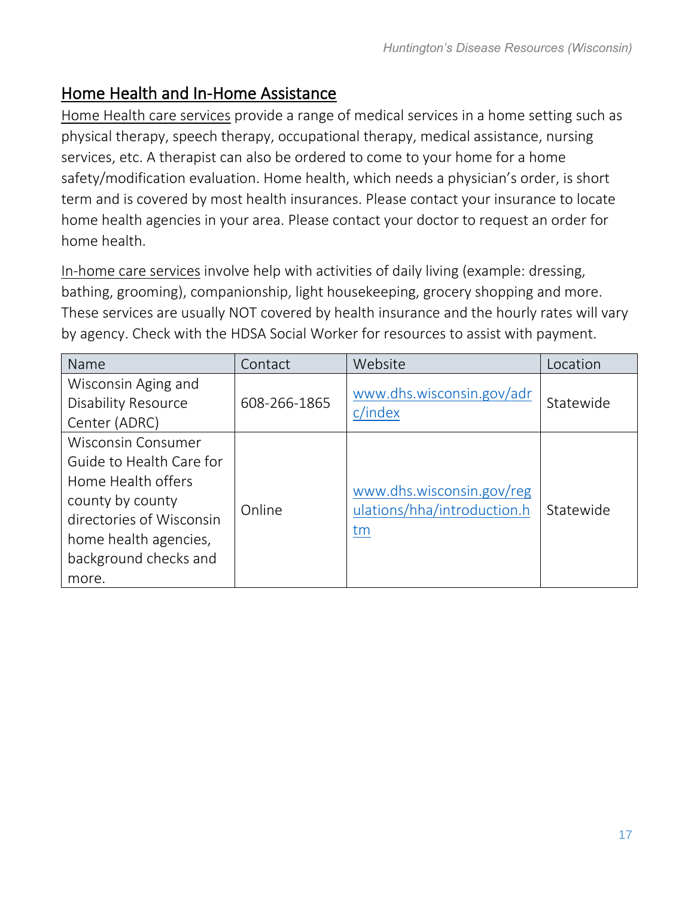## Home Health and In-Home Assistance

Home Health care services provide a range of medical services in a home setting such as physical therapy, speech therapy, occupational therapy, medical assistance, nursing services, etc. A therapist can also be ordered to come to your home for a home safety/modification evaluation. Home health, which needs a physician's order, is short term and is covered by most health insurances. Please contact your insurance to locate home health agencies in your area. Please contact your doctor to request an order for home health.

In-home care services involve help with activities of daily living (example: dressing, bathing, grooming), companionship, light housekeeping, grocery shopping and more. These services are usually NOT covered by health insurance and the hourly rates will vary by agency. Check with the HDSA Social Worker for resources to assist with payment.

| Name | Contact | Website | Location |
|---|---|---|---|
| Wisconsin Aging and Disability Resource Center (ADRC) | 608-266-1865 | www.dhs.wisconsin.gov/adrc/index | Statewide |
| Wisconsin Consumer Guide to Health Care for Home Health offers county by county directories of Wisconsin home health agencies, background checks and more. | Online | www.dhs.wisconsin.gov/regulations/hha/introduction.htm | Statewide |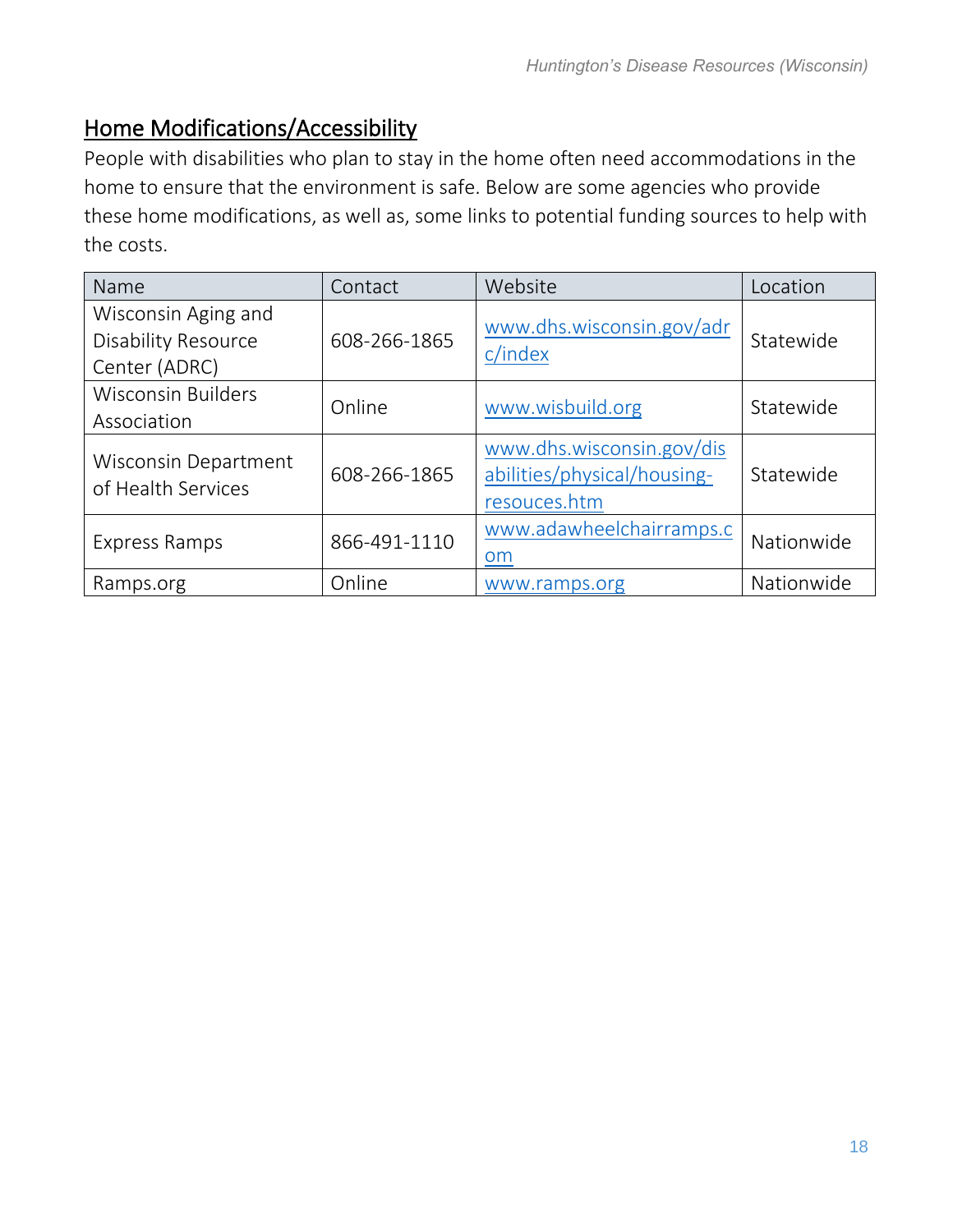## Home Modifications/Accessibility

People with disabilities who plan to stay in the home often need accommodations in the home to ensure that the environment is safe. Below are some agencies who provide these home modifications, as well as, some links to potential funding sources to help with the costs.

| Name | Contact | Website | Location |
|---|---|---|---|
| Wisconsin Aging and Disability Resource Center (ADRC) | 608-266-1865 | www.dhs.wisconsin.gov/adrc/index | Statewide |
| Wisconsin Builders Association | Online | www.wisbuild.org | Statewide |
| Wisconsin Department of Health Services | 608-266-1865 | www.dhs.wisconsin.gov/disabilities/physical/housing-resouces.htm | Statewide |
| Express Ramps | 866-491-1110 | www.adawheelchairramps.com | Nationwide |
| Ramps.org | Online | www.ramps.org | Nationwide |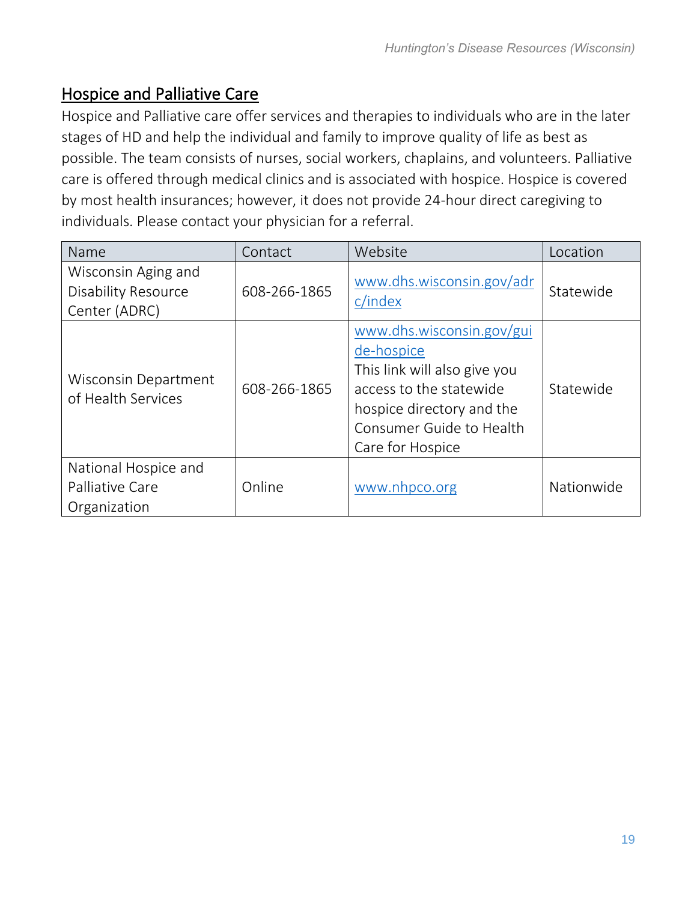## Hospice and Palliative Care

Hospice and Palliative care offer services and therapies to individuals who are in the later stages of HD and help the individual and family to improve quality of life as best as possible. The team consists of nurses, social workers, chaplains, and volunteers. Palliative care is offered through medical clinics and is associated with hospice. Hospice is covered by most health insurances; however, it does not provide 24-hour direct caregiving to individuals. Please contact your physician for a referral.

| Name | Contact | Website | Location |
| --- | --- | --- | --- |
| Wisconsin Aging and Disability Resource Center (ADRC) | 608-266-1865 | www.dhs.wisconsin.gov/adrc/index | Statewide |
| Wisconsin Department of Health Services | 608-266-1865 | www.dhs.wisconsin.gov/guide-hospice This link will also give you access to the statewide hospice directory and the Consumer Guide to Health Care for Hospice | Statewide |
| National Hospice and Palliative Care Organization | Online | www.nhpco.org | Nationwide |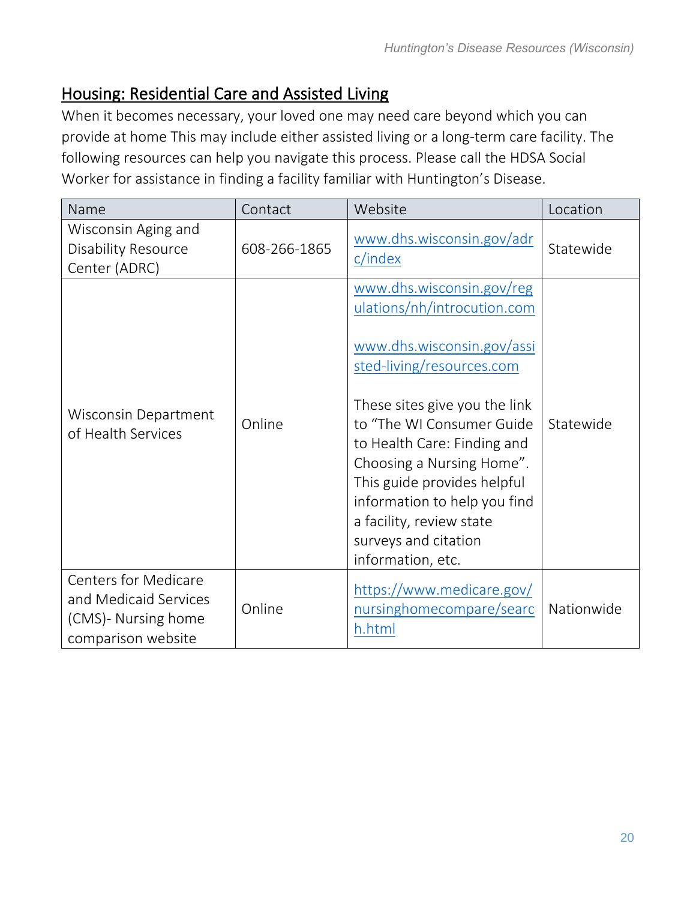## Housing: Residential Care and Assisted Living

When it becomes necessary, your loved one may need care beyond which you can provide at home This may include either assisted living or a long-term care facility. The following resources can help you navigate this process. Please call the HDSA Social Worker for assistance in finding a facility familiar with Huntington's Disease.

| Name | Contact | Website | Location |
|---|---|---|---|
| Wisconsin Aging and Disability Resource Center (ADRC) | 608-266-1865 | www.dhs.wisconsin.gov/adrc/index | Statewide |
| Wisconsin Department of Health Services | Online | www.dhs.wisconsin.gov/regulations/nh/introcution.com<br><br>www.dhs.wisconsin.gov/assisted-living/resources.com<br><br>These sites give you the link to "The WI Consumer Guide to Health Care: Finding and Choosing a Nursing Home". This guide provides helpful information to help you find a facility, review state surveys and citation information, etc. | Statewide |
| Centers for Medicare and Medicaid Services (CMS)- Nursing home comparison website | Online | https://www.medicare.gov/nursinghomecompare/search.html | Nationwide |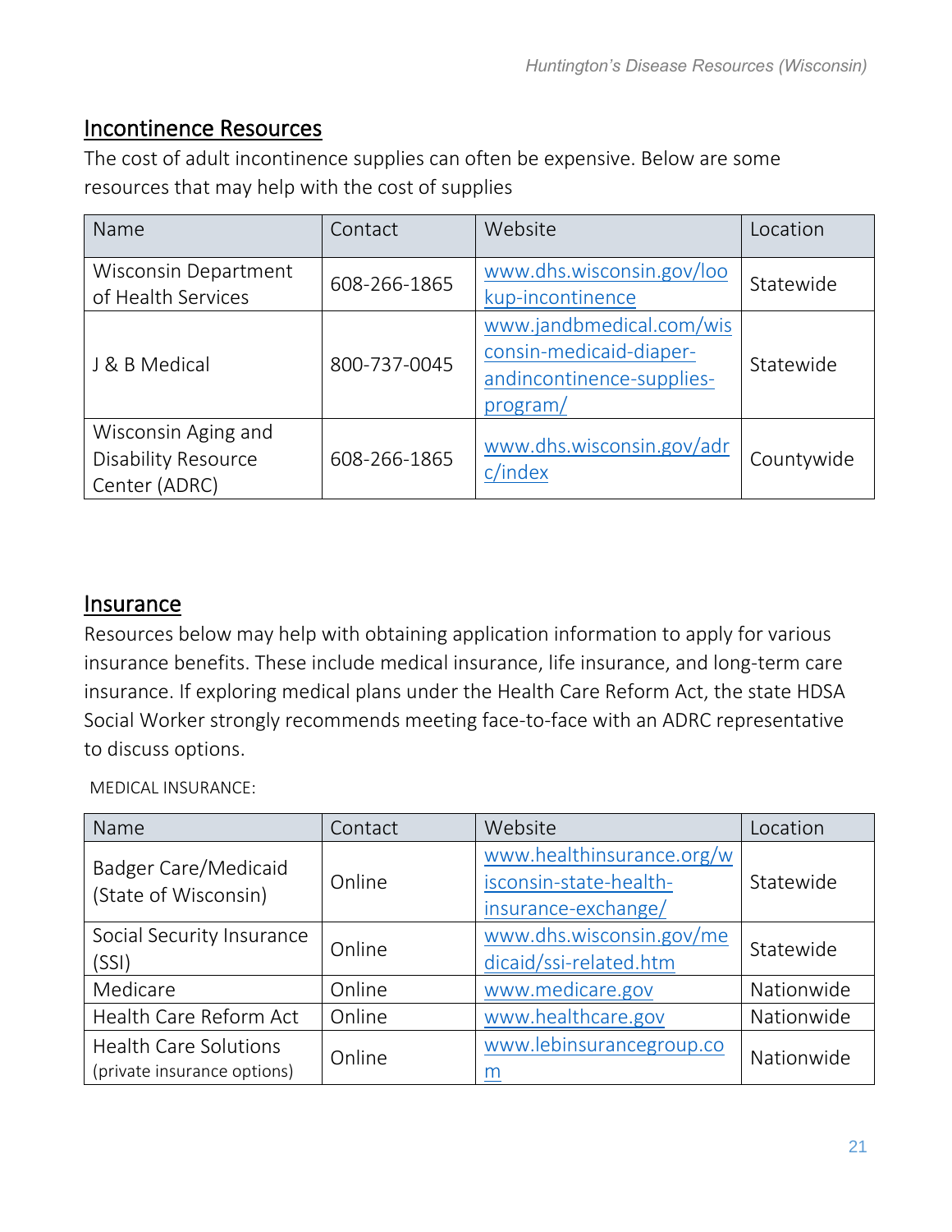## Incontinence Resources

The cost of adult incontinence supplies can often be expensive. Below are some resources that may help with the cost of supplies

| Name | Contact | Website | Location |
|---|---|---|---|
| Wisconsin Department of Health Services | 608-266-1865 | www.dhs.wisconsin.gov/lookup-incontinence | Statewide |
| J & B Medical | 800-737-0045 | www.jandbmedical.com/wisconsin-medicaid-diaper-andincontinence-supplies-program/ | Statewide |
| Wisconsin Aging and Disability Resource Center (ADRC) | 608-266-1865 | www.dhs.wisconsin.gov/adrc/index | Countywide |

## Insurance

Resources below may help with obtaining application information to apply for various insurance benefits. These include medical insurance, life insurance, and long-term care insurance. If exploring medical plans under the Health Care Reform Act, the state HDSA Social Worker strongly recommends meeting face-to-face with an ADRC representative to discuss options.

MEDICAL INSURANCE:

| Name | Contact | Website | Location |
|---|---|---|---|
| Badger Care/Medicaid (State of Wisconsin) | Online | www.healthinsurance.org/wisconsin-state-health-insurance-exchange/ | Statewide |
| Social Security Insurance (SSI) | Online | www.dhs.wisconsin.gov/medicaid/ssi-related.htm | Statewide |
| Medicare | Online | www.medicare.gov | Nationwide |
| Health Care Reform Act | Online | www.healthcare.gov | Nationwide |
| Health Care Solutions (private insurance options) | Online | www.lebinsurancegroup.com | Nationwide |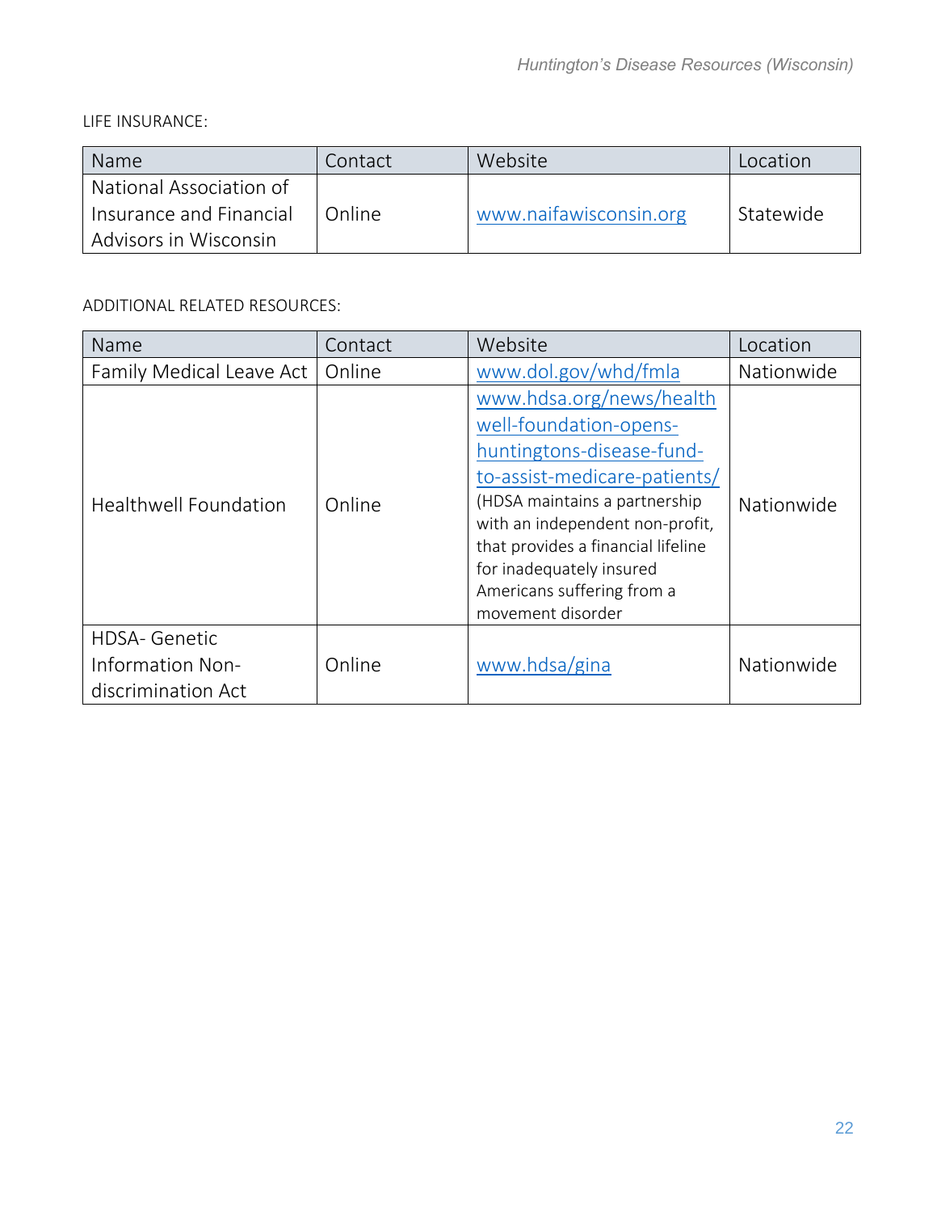LIFE INSURANCE:

| Name | Contact | Website | Location |
|---|---|---|---|
| National Association of Insurance and Financial Advisors in Wisconsin | Online | www.naifawisconsin.org | Statewide |

ADDITIONAL RELATED RESOURCES:

| Name | Contact | Website | Location |
|---|---|---|---|
| Family Medical Leave Act | Online | www.dol.gov/whd/fmla | Nationwide |
| Healthwell Foundation | Online | www.hdsa.org/news/healthwell-foundation-opens-huntingtons-disease-fund-to-assist-medicare-patients/ (HDSA maintains a partnership with an independent non-profit, that provides a financial lifeline for inadequately insured Americans suffering from a movement disorder | Nationwide |
| HDSA- Genetic Information Non-discrimination Act | Online | www.hdsa/gina | Nationwide |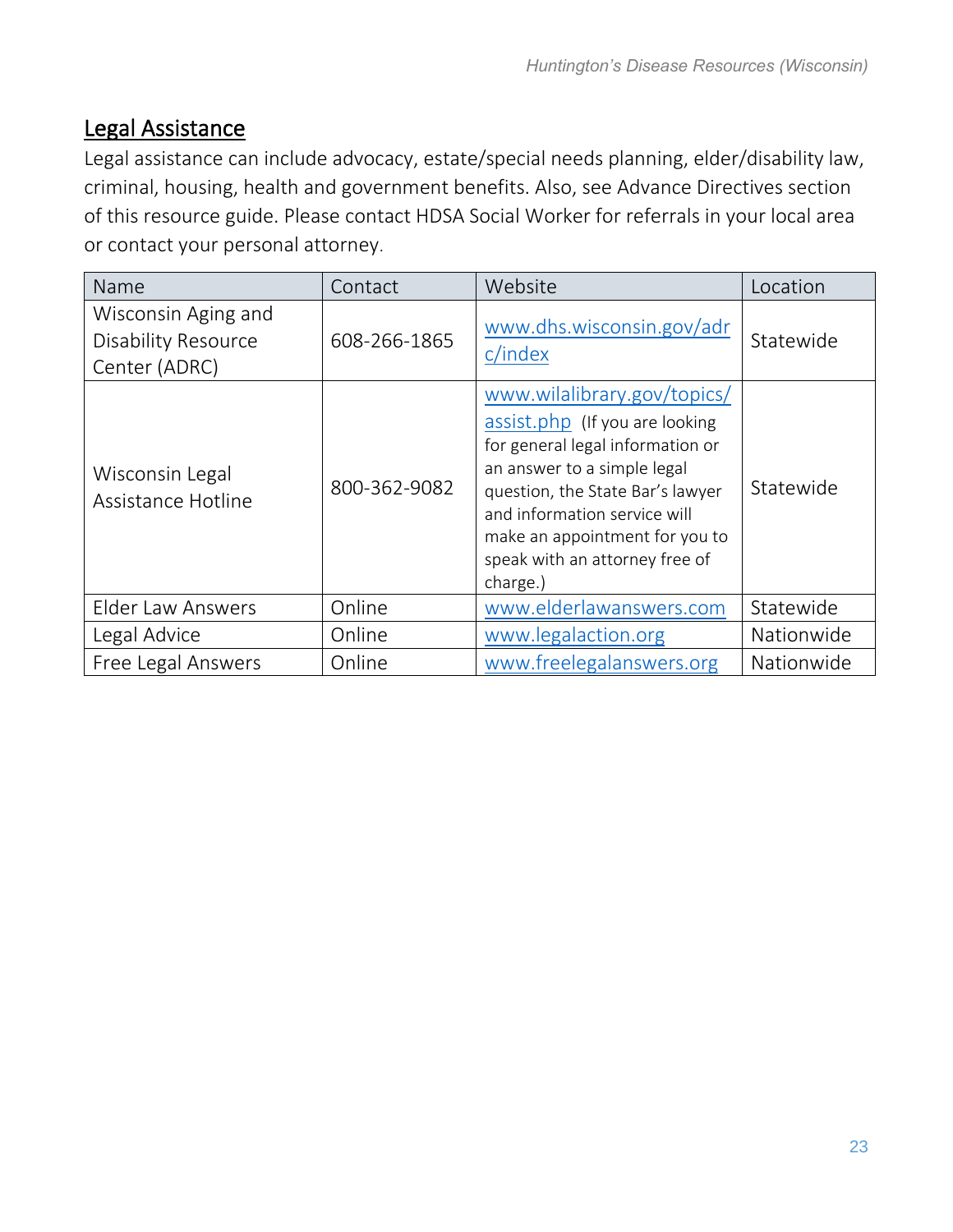## Legal Assistance

Legal assistance can include advocacy, estate/special needs planning, elder/disability law, criminal, housing, health and government benefits. Also, see Advance Directives section of this resource guide. Please contact HDSA Social Worker for referrals in your local area or contact your personal attorney.

| Name | Contact | Website | Location |
| --- | --- | --- | --- |
| Wisconsin Aging and Disability Resource Center (ADRC) | 608-266-1865 | www.dhs.wisconsin.gov/adrc/index | Statewide |
| Wisconsin Legal Assistance Hotline | 800-362-9082 | www.wilalibrary.gov/topics/assist.php (If you are looking for general legal information or an answer to a simple legal question, the State Bar's lawyer and information service will make an appointment for you to speak with an attorney free of charge.) | Statewide |
| Elder Law Answers | Online | www.elderlawanswers.com | Statewide |
| Legal Advice | Online | www.legalaction.org | Nationwide |
| Free Legal Answers | Online | www.freelegalanswers.org | Nationwide |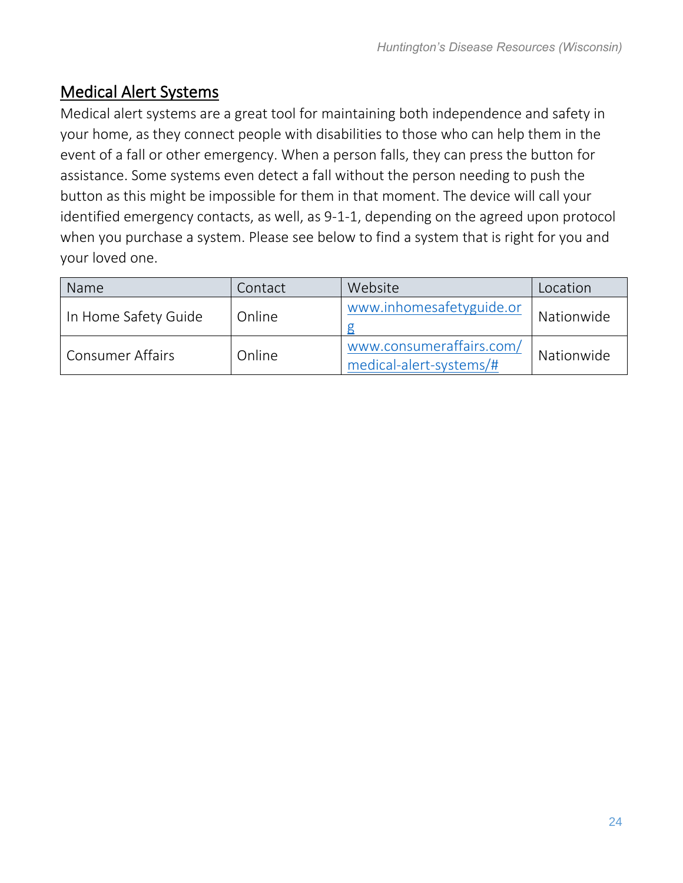## Medical Alert Systems

Medical alert systems are a great tool for maintaining both independence and safety in your home, as they connect people with disabilities to those who can help them in the event of a fall or other emergency. When a person falls, they can press the button for assistance. Some systems even detect a fall without the person needing to push the button as this might be impossible for them in that moment. The device will call your identified emergency contacts, as well, as 9-1-1, depending on the agreed upon protocol when you purchase a system. Please see below to find a system that is right for you and your loved one.

| Name | Contact | Website | Location |
| --- | --- | --- | --- |
| In Home Safety Guide | Online | www.inhomesafetyguide.org | Nationwide |
| Consumer Affairs | Online | www.consumeraffairs.com/medical-alert-systems/# | Nationwide |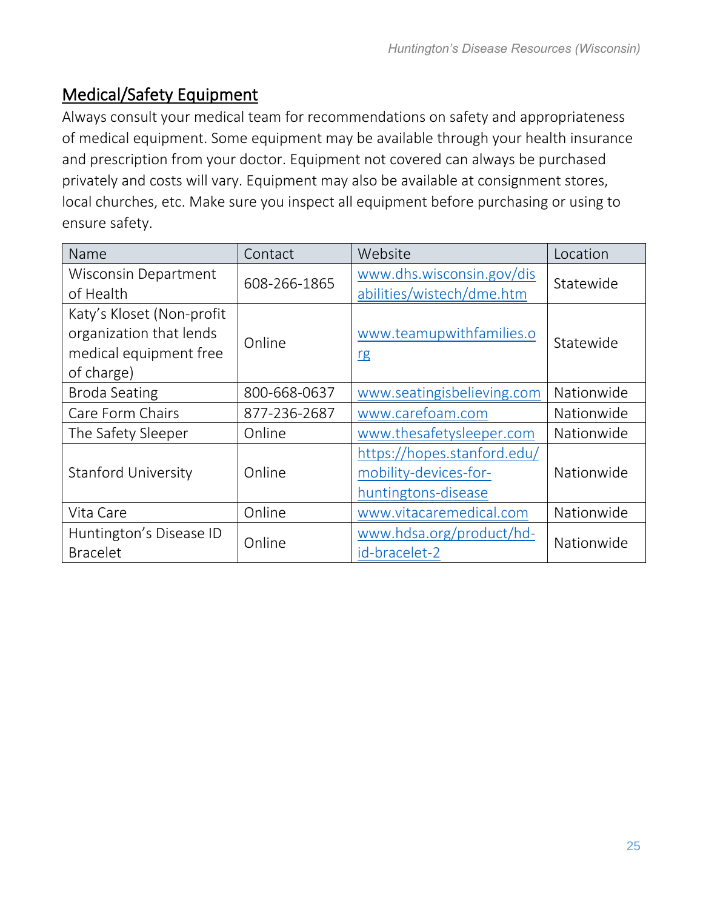## Medical/Safety Equipment

Always consult your medical team for recommendations on safety and appropriateness of medical equipment. Some equipment may be available through your health insurance and prescription from your doctor. Equipment not covered can always be purchased privately and costs will vary. Equipment may also be available at consignment stores, local churches, etc. Make sure you inspect all equipment before purchasing or using to ensure safety.

| Name | Contact | Website | Location |
|---|---|---|---|
| Wisconsin Department of Health | 608-266-1865 | www.dhs.wisconsin.gov/disabilities/wistech/dme.htm | Statewide |
| Katy's Kloset (Non-profit organization that lends medical equipment free of charge) | Online | www.teamupwithfamilies.org | Statewide |
| Broda Seating | 800-668-0637 | www.seatingisbelieving.com | Nationwide |
| Care Form Chairs | 877-236-2687 | www.carefoam.com | Nationwide |
| The Safety Sleeper | Online | www.thesafetysleeper.com | Nationwide |
| Stanford University | Online | https://hopes.stanford.edu/mobility-devices-for-huntingtons-disease | Nationwide |
| Vita Care | Online | www.vitacaremedical.com | Nationwide |
| Huntington's Disease ID Bracelet | Online | www.hdsa.org/product/hd-id-bracelet-2 | Nationwide |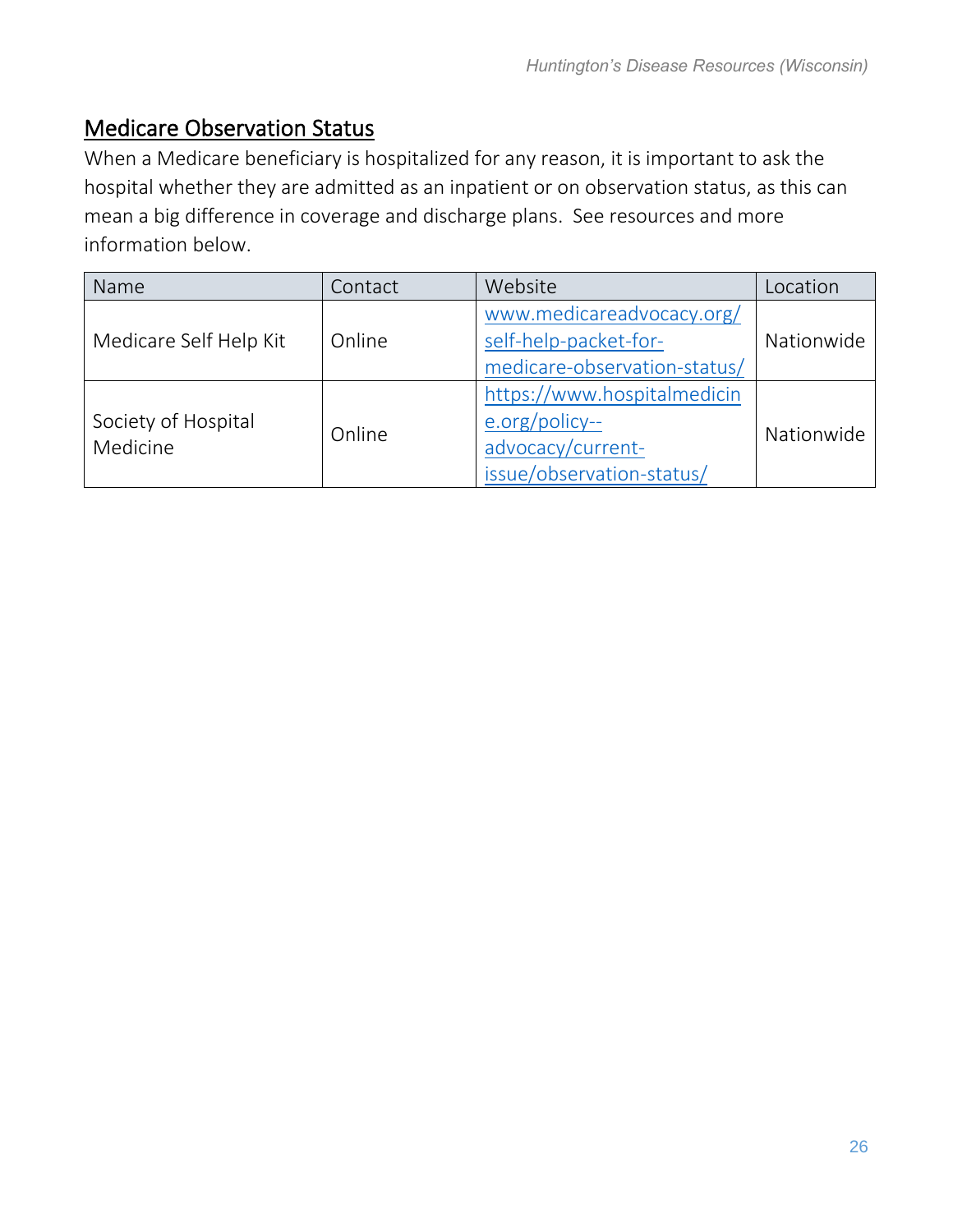## Medicare Observation Status

When a Medicare beneficiary is hospitalized for any reason, it is important to ask the hospital whether they are admitted as an inpatient or on observation status, as this can mean a big difference in coverage and discharge plans. See resources and more information below.

| Name | Contact | Website | Location |
|---|---|---|---|
| Medicare Self Help Kit | Online | www.medicareadvocacy.org/self-help-packet-for-medicare-observation-status/ | Nationwide |
| Society of Hospital Medicine | Online | https://www.hospitalmedicine.org/policy--advocacy/current-issue/observation-status/ | Nationwide |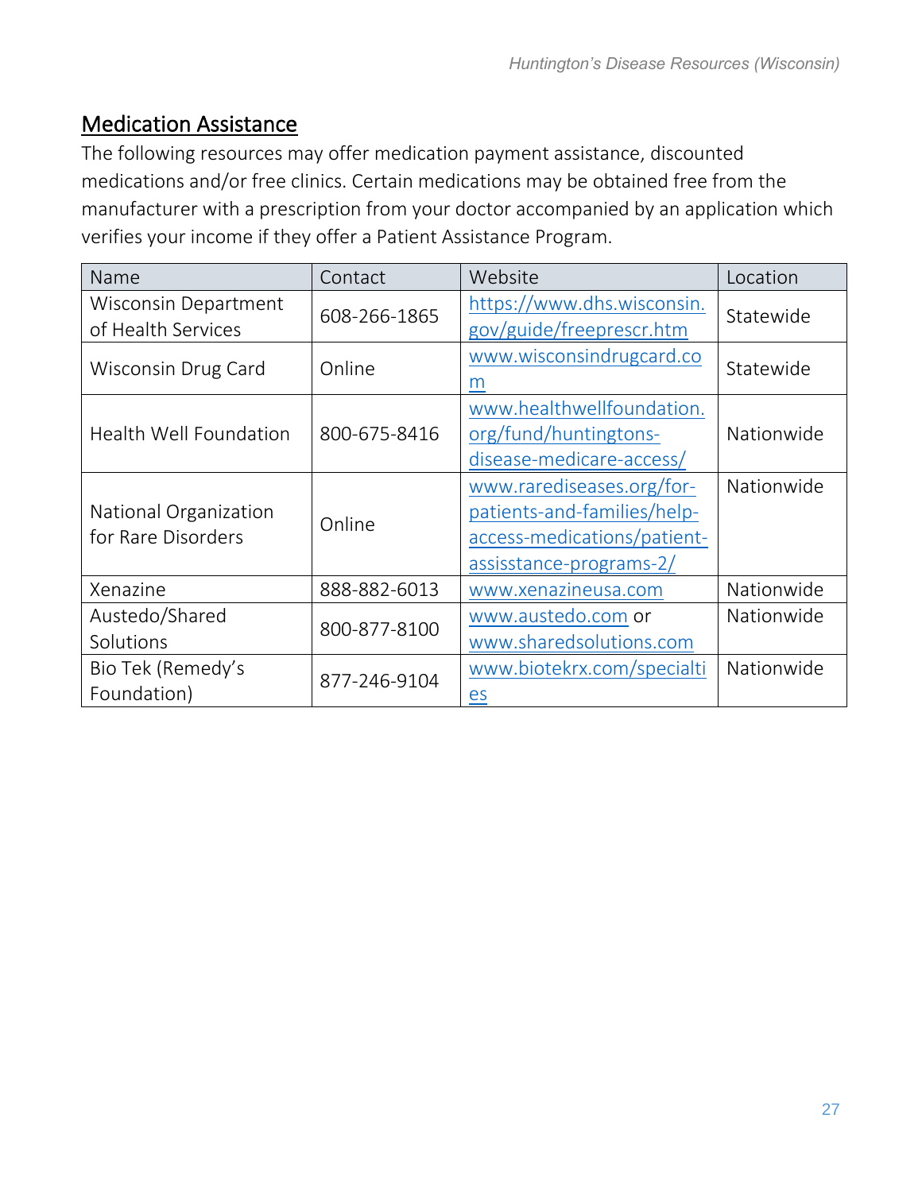## Medication Assistance

The following resources may offer medication payment assistance, discounted medications and/or free clinics. Certain medications may be obtained free from the manufacturer with a prescription from your doctor accompanied by an application which verifies your income if they offer a Patient Assistance Program.

| Name | Contact | Website | Location |
|---|---|---|---|
| Wisconsin Department of Health Services | 608-266-1865 | https://www.dhs.wisconsin.gov/guide/freeprescr.htm | Statewide |
| Wisconsin Drug Card | Online | www.wisconsindrugcard.com | Statewide |
| Health Well Foundation | 800-675-8416 | www.healthwellfoundation.org/fund/huntingtons-disease-medicare-access/ | Nationwide |
| National Organization for Rare Disorders | Online | www.rarediseases.org/for-patients-and-families/help-access-medications/patient-assisstance-programs-2/ | Nationwide |
| Xenazine | 888-882-6013 | www.xenazineusa.com | Nationwide |
| Austedo/Shared Solutions | 800-877-8100 | www.austedo.com or www.sharedsolutions.com | Nationwide |
| Bio Tek (Remedy's Foundation) | 877-246-9104 | www.biotekrx.com/specialties | Nationwide |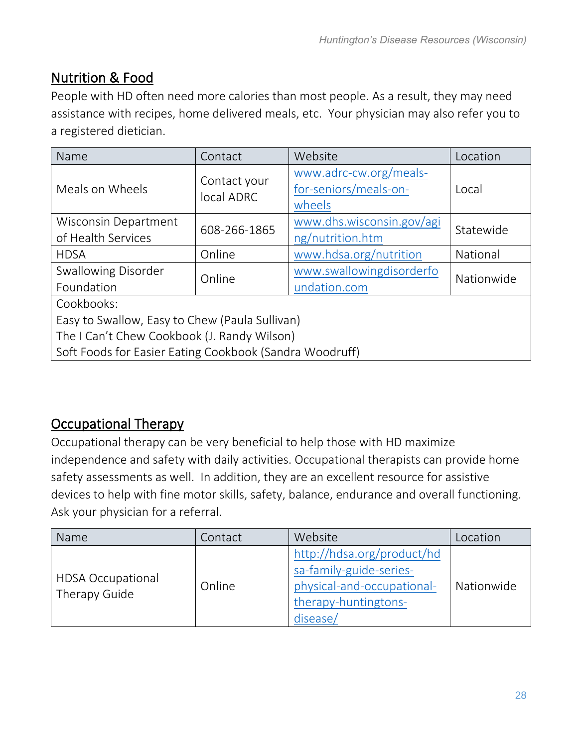## Nutrition & Food

People with HD often need more calories than most people. As a result, they may need assistance with recipes, home delivered meals, etc. Your physician may also refer you to a registered dietician.

| Name | Contact | Website | Location |
|---|---|---|---|
| Meals on Wheels | Contact your local ADRC | www.adrc-cw.org/meals-for-seniors/meals-on-wheels | Local |
| Wisconsin Department of Health Services | 608-266-1865 | www.dhs.wisconsin.gov/aging/nutrition.htm | Statewide |
| HDSA | Online | www.hdsa.org/nutrition | National |
| Swallowing Disorder Foundation | Online | www.swallowingdisorderfoundation.com | Nationwide |
| Cookbooks:<br>Easy to Swallow, Easy to Chew (Paula Sullivan)<br>The I Can't Chew Cookbook (J. Randy Wilson)<br>Soft Foods for Easier Eating Cookbook (Sandra Woodruff) | | | |

## Occupational Therapy

Occupational therapy can be very beneficial to help those with HD maximize independence and safety with daily activities. Occupational therapists can provide home safety assessments as well. In addition, they are an excellent resource for assistive devices to help with fine motor skills, safety, balance, endurance and overall functioning. Ask your physician for a referral.

| Name | Contact | Website | Location |
|---|---|---|---|
| HDSA Occupational Therapy Guide | Online | http://hdsa.org/product/hdsa-family-guide-series-physical-and-occupational-therapy-huntingtons-disease/ | Nationwide |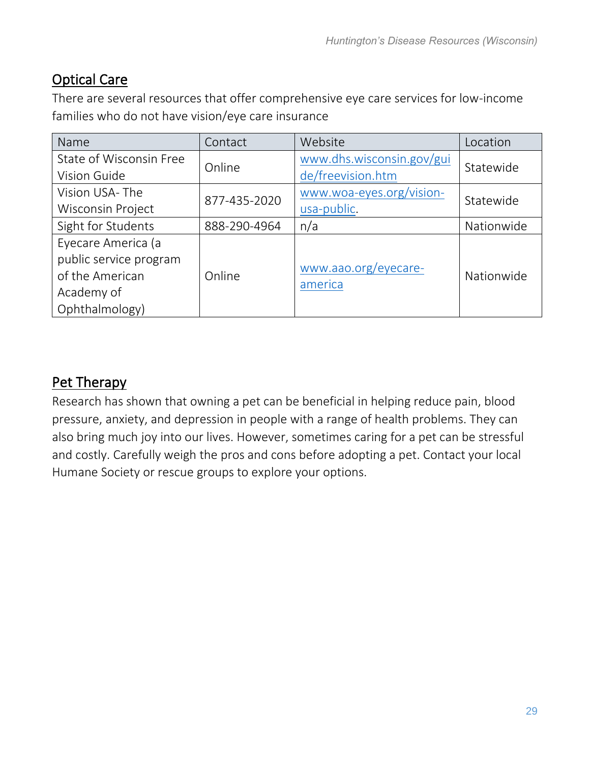## Optical Care

There are several resources that offer comprehensive eye care services for low-income families who do not have vision/eye care insurance

| Name | Contact | Website | Location |
|---|---|---|---|
| State of Wisconsin Free Vision Guide | Online | www.dhs.wisconsin.gov/guide/freevision.htm | Statewide |
| Vision USA- The Wisconsin Project | 877-435-2020 | www.woa-eyes.org/vision-usa-public. | Statewide |
| Sight for Students | 888-290-4964 | n/a | Nationwide |
| Eyecare America (a public service program of the American Academy of Ophthalmology) | Online | www.aao.org/eyecare-america | Nationwide |

## Pet Therapy

Research has shown that owning a pet can be beneficial in helping reduce pain, blood pressure, anxiety, and depression in people with a range of health problems. They can also bring much joy into our lives. However, sometimes caring for a pet can be stressful and costly. Carefully weigh the pros and cons before adopting a pet. Contact your local Humane Society or rescue groups to explore your options.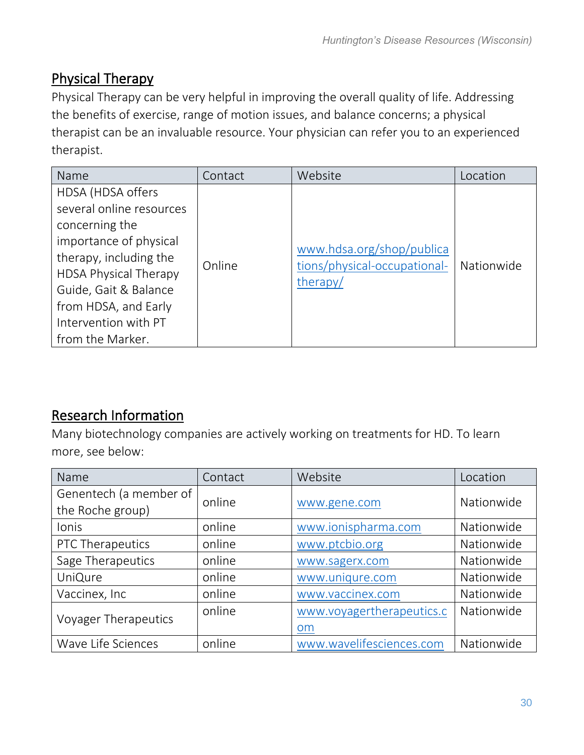## Physical Therapy

Physical Therapy can be very helpful in improving the overall quality of life. Addressing the benefits of exercise, range of motion issues, and balance concerns; a physical therapist can be an invaluable resource. Your physician can refer you to an experienced therapist.

| Name | Contact | Website | Location |
|---|---|---|---|
| HDSA (HDSA offers several online resources concerning the importance of physical therapy, including the HDSA Physical Therapy Guide, Gait & Balance from HDSA, and Early Intervention with PT from the Marker. | Online | www.hdsa.org/shop/publications/physical-occupational-therapy/ | Nationwide |

## Research Information

Many biotechnology companies are actively working on treatments for HD. To learn more, see below:

| Name | Contact | Website | Location |
|---|---|---|---|
| Genentech (a member of the Roche group) | online | www.gene.com | Nationwide |
| Ionis | online | www.ionispharma.com | Nationwide |
| PTC Therapeutics | online | www.ptcbio.org | Nationwide |
| Sage Therapeutics | online | www.sagerx.com | Nationwide |
| UniQure | online | www.uniqure.com | Nationwide |
| Vaccinex, Inc | online | www.vaccinex.com | Nationwide |
| Voyager Therapeutics | online | www.voyagertherapeutics.com | Nationwide |
| Wave Life Sciences | online | www.wavelifesciences.com | Nationwide |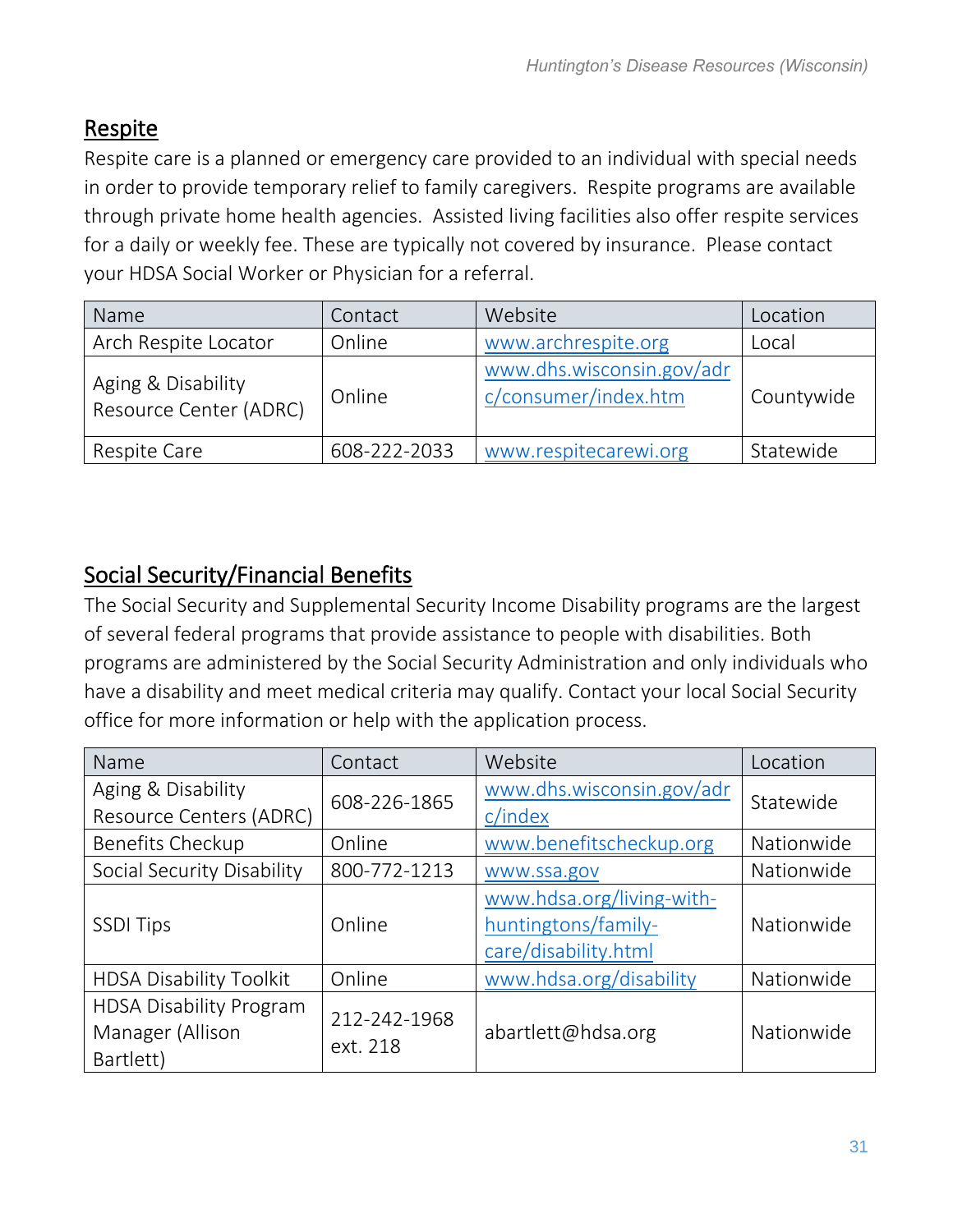## Respite

Respite care is a planned or emergency care provided to an individual with special needs in order to provide temporary relief to family caregivers. Respite programs are available through private home health agencies. Assisted living facilities also offer respite services for a daily or weekly fee. These are typically not covered by insurance. Please contact your HDSA Social Worker or Physician for a referral.

| Name | Contact | Website | Location |
|---|---|---|---|
| Arch Respite Locator | Online | www.archrespite.org | Local |
| Aging & Disability Resource Center (ADRC) | Online | www.dhs.wisconsin.gov/adrc/consumer/index.htm | Countywide |
| Respite Care | 608-222-2033 | www.respitecarewi.org | Statewide |

## Social Security/Financial Benefits

The Social Security and Supplemental Security Income Disability programs are the largest of several federal programs that provide assistance to people with disabilities. Both programs are administered by the Social Security Administration and only individuals who have a disability and meet medical criteria may qualify. Contact your local Social Security office for more information or help with the application process.

| Name | Contact | Website | Location |
|---|---|---|---|
| Aging & Disability Resource Centers (ADRC) | 608-226-1865 | www.dhs.wisconsin.gov/adrc/index | Statewide |
| Benefits Checkup | Online | www.benefitscheckup.org | Nationwide |
| Social Security Disability | 800-772-1213 | www.ssa.gov | Nationwide |
| SSDI Tips | Online | www.hdsa.org/living-with-huntingtons/family-care/disability.html | Nationwide |
| HDSA Disability Toolkit | Online | www.hdsa.org/disability | Nationwide |
| HDSA Disability Program Manager (Allison Bartlett) | 212-242-1968 ext. 218 | abartlett@hdsa.org | Nationwide |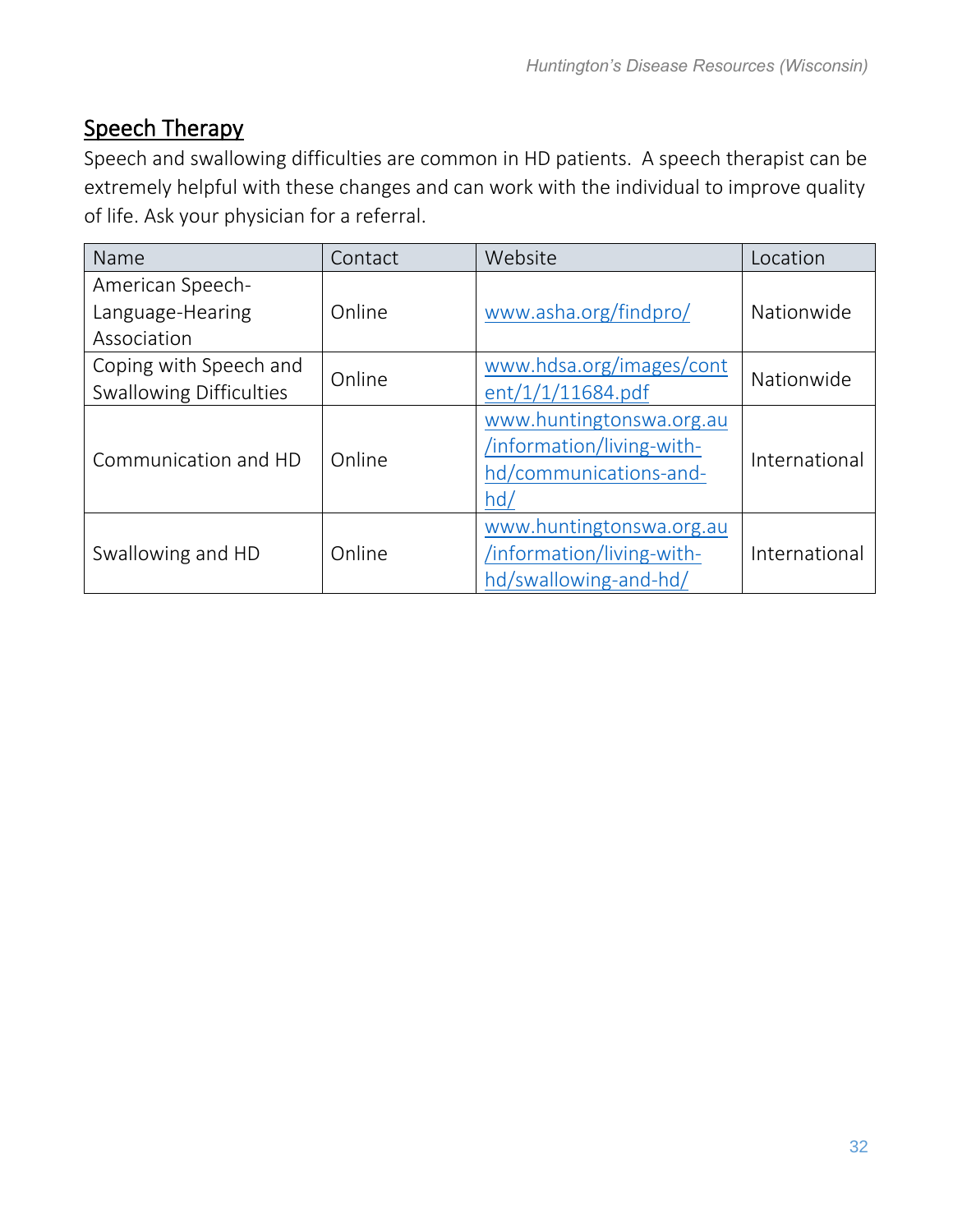## Speech Therapy

Speech and swallowing difficulties are common in HD patients. A speech therapist can be extremely helpful with these changes and can work with the individual to improve quality of life. Ask your physician for a referral.

| Name | Contact | Website | Location |
| --- | --- | --- | --- |
| American Speech-Language-Hearing Association | Online | www.asha.org/findpro/ | Nationwide |
| Coping with Speech and Swallowing Difficulties | Online | www.hdsa.org/images/content/1/1/11684.pdf | Nationwide |
| Communication and HD | Online | www.huntingtonswa.org.au/information/living-with-hd/communications-and-hd/ | International |
| Swallowing and HD | Online | www.huntingtonswa.org.au/information/living-with-hd/swallowing-and-hd/ | International |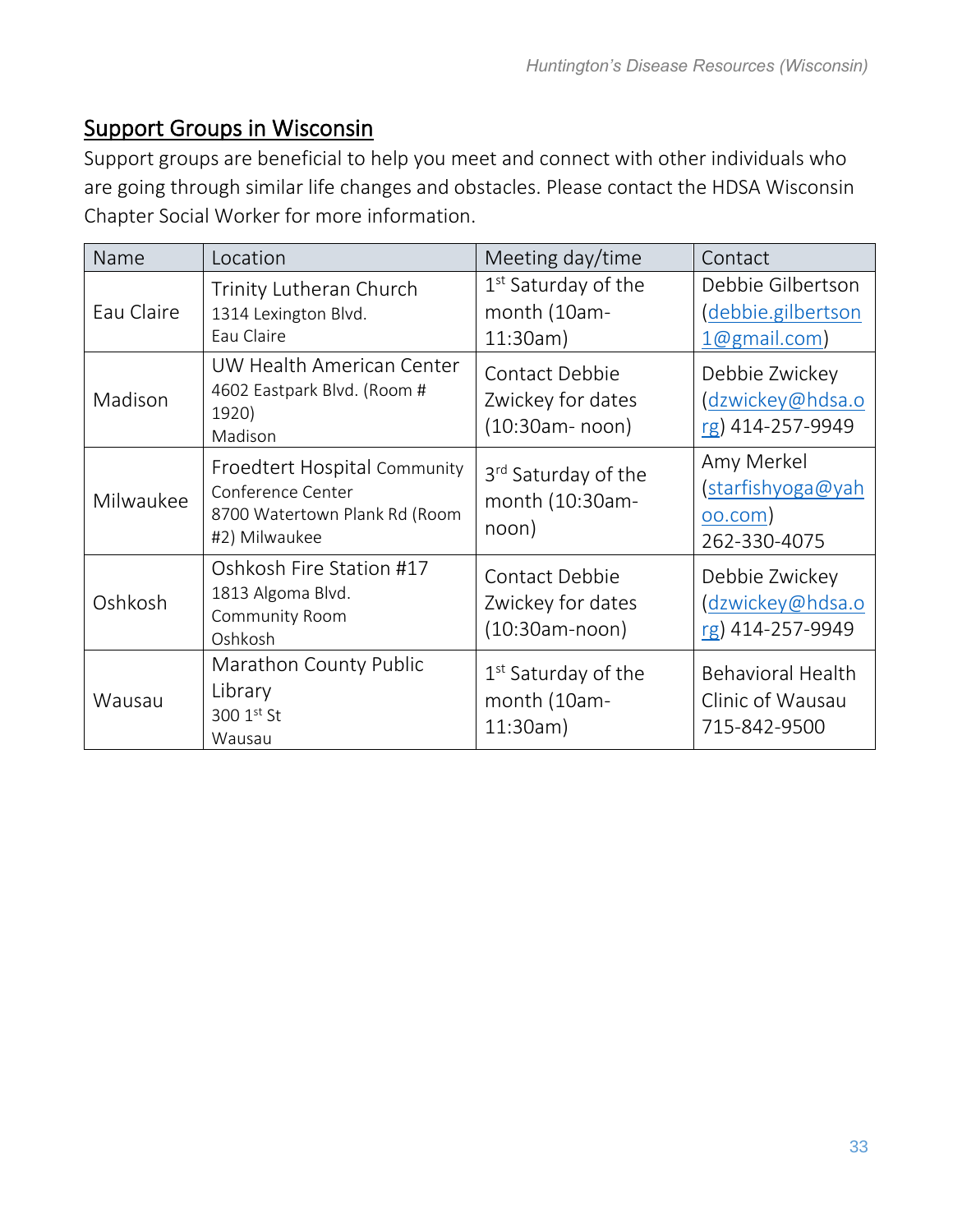## Support Groups in Wisconsin

Support groups are beneficial to help you meet and connect with other individuals who are going through similar life changes and obstacles. Please contact the HDSA Wisconsin Chapter Social Worker for more information.

| Name | Location | Meeting day/time | Contact |
|---|---|---|---|
| Eau Claire | Trinity Lutheran Church<br>1314 Lexington Blvd.<br>Eau Claire | 1st Saturday of the month (10am-11:30am) | Debbie Gilbertson (debbie.gilbertson1@gmail.com) |
| Madison | UW Health American Center<br>4602 Eastpark Blvd. (Room # 1920)<br>Madison | Contact Debbie Zwickey for dates (10:30am- noon) | Debbie Zwickey (dzwickey@hdsa.org) 414-257-9949 |
| Milwaukee | Froedtert Hospital Community Conference Center<br>8700 Watertown Plank Rd (Room #2) Milwaukee | 3rd Saturday of the month (10:30am-noon) | Amy Merkel (starfishyoga@yahoo.com) 262-330-4075 |
| Oshkosh | Oshkosh Fire Station #17<br>1813 Algoma Blvd.<br>Community Room<br>Oshkosh | Contact Debbie Zwickey for dates (10:30am-noon) | Debbie Zwickey (dzwickey@hdsa.org) 414-257-9949 |
| Wausau | Marathon County Public Library<br>300 1st St<br>Wausau | 1st Saturday of the month (10am-11:30am) | Behavioral Health Clinic of Wausau 715-842-9500 |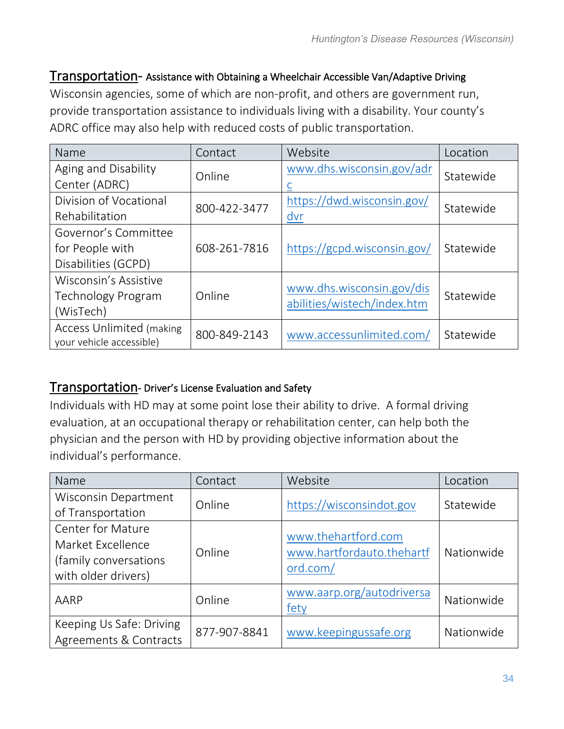## Transportation- Assistance with Obtaining a Wheelchair Accessible Van/Adaptive Driving

Wisconsin agencies, some of which are non-profit, and others are government run, provide transportation assistance to individuals living with a disability. Your county's ADRC office may also help with reduced costs of public transportation.

| Name | Contact | Website | Location |
|---|---|---|---|
| Aging and Disability Center (ADRC) | Online | www.dhs.wisconsin.gov/adrc | Statewide |
| Division of Vocational Rehabilitation | 800-422-3477 | https://dwd.wisconsin.gov/dvr | Statewide |
| Governor's Committee for People with Disabilities (GCPD) | 608-261-7816 | https://gcpd.wisconsin.gov/ | Statewide |
| Wisconsin's Assistive Technology Program (WisTech) | Online | www.dhs.wisconsin.gov/disabilities/wistech/index.htm | Statewide |
| Access Unlimited (making your vehicle accessible) | 800-849-2143 | www.accessunlimited.com/ | Statewide |

## Transportation- Driver's License Evaluation and Safety

Individuals with HD may at some point lose their ability to drive. A formal driving evaluation, at an occupational therapy or rehabilitation center, can help both the physician and the person with HD by providing objective information about the individual's performance.

| Name | Contact | Website | Location |
|---|---|---|---|
| Wisconsin Department of Transportation | Online | https://wisconsindot.gov | Statewide |
| Center for Mature Market Excellence (family conversations with older drivers) | Online | www.thehartford.com www.hartfordauto.thehartford.com/ | Nationwide |
| AARP | Online | www.aarp.org/autodriversafety | Nationwide |
| Keeping Us Safe: Driving Agreements & Contracts | 877-907-8841 | www.keepingussafe.org | Nationwide |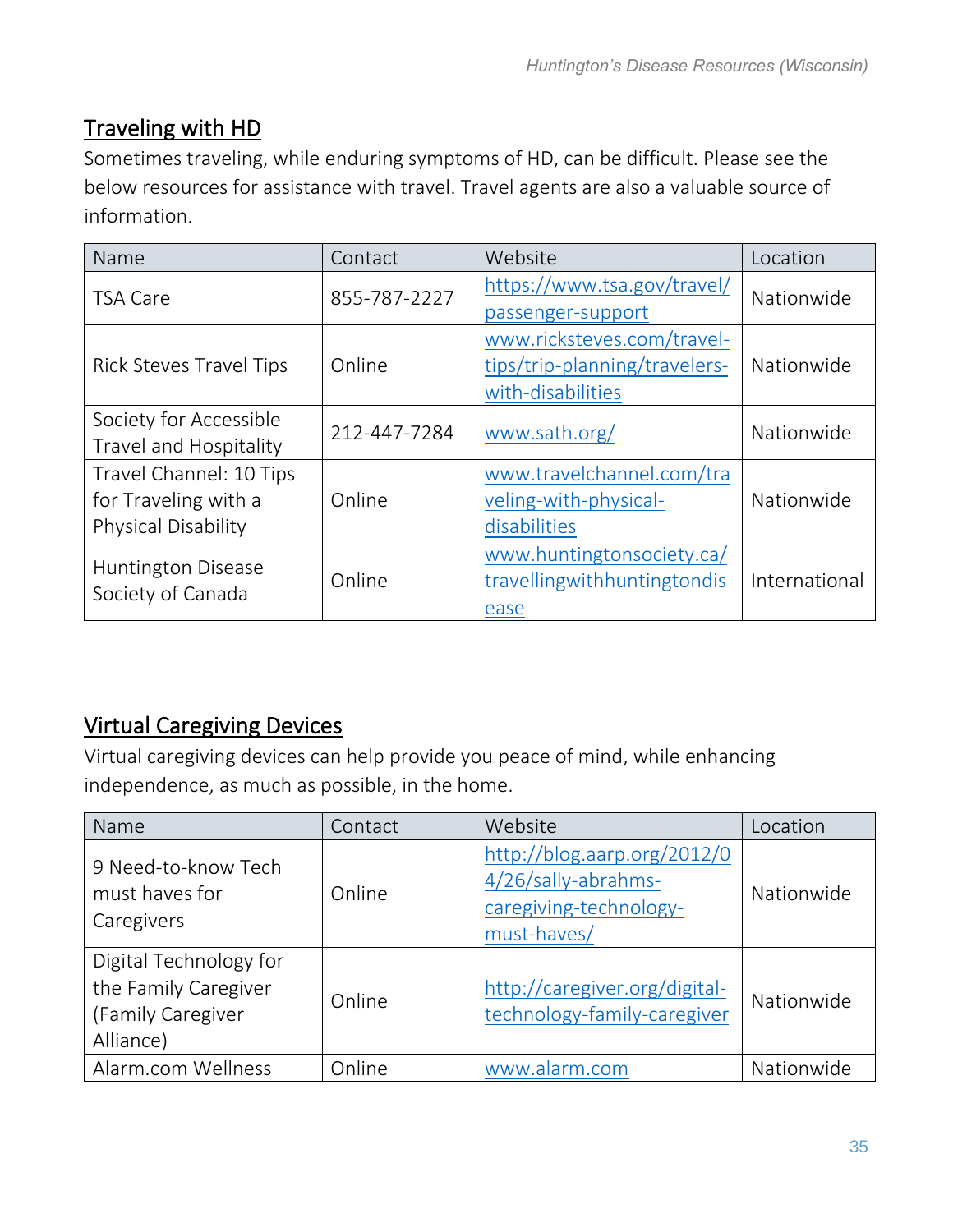## Traveling with HD

Sometimes traveling, while enduring symptoms of HD, can be difficult. Please see the below resources for assistance with travel. Travel agents are also a valuable source of information.

| Name | Contact | Website | Location |
|---|---|---|---|
| TSA Care | 855-787-2227 | https://www.tsa.gov/travel/passenger-support | Nationwide |
| Rick Steves Travel Tips | Online | www.ricksteves.com/travel-tips/trip-planning/travelers-with-disabilities | Nationwide |
| Society for Accessible Travel and Hospitality | 212-447-7284 | www.sath.org/ | Nationwide |
| Travel Channel: 10 Tips for Traveling with a Physical Disability | Online | www.travelchannel.com/traveling-with-physical-disabilities | Nationwide |
| Huntington Disease Society of Canada | Online | www.huntingtonsociety.ca/travellingwithhuntingtondisease | International |

## Virtual Caregiving Devices

Virtual caregiving devices can help provide you peace of mind, while enhancing independence, as much as possible, in the home.

| Name | Contact | Website | Location |
|---|---|---|---|
| 9 Need-to-know Tech must haves for Caregivers | Online | http://blog.aarp.org/2012/04/26/sally-abrahms-caregiving-technology-must-haves/ | Nationwide |
| Digital Technology for the Family Caregiver (Family Caregiver Alliance) | Online | http://caregiver.org/digital-technology-family-caregiver | Nationwide |
| Alarm.com Wellness | Online | www.alarm.com | Nationwide |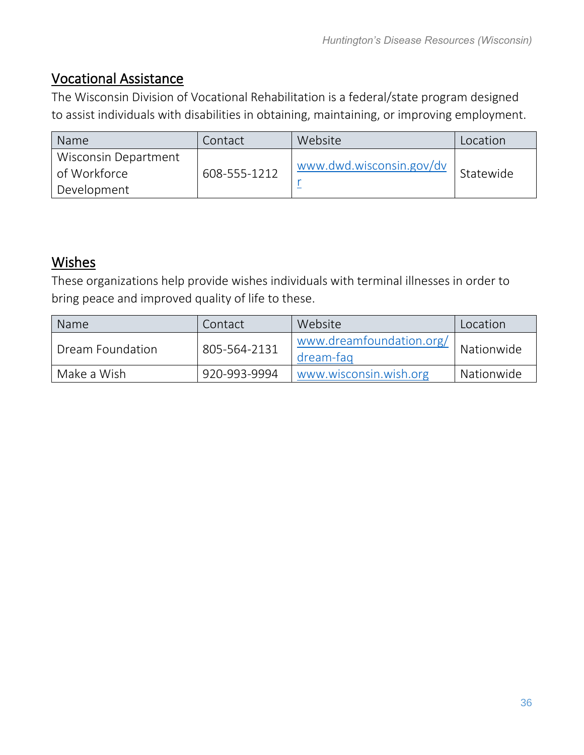## Vocational Assistance

The Wisconsin Division of Vocational Rehabilitation is a federal/state program designed to assist individuals with disabilities in obtaining, maintaining, or improving employment.

| Name | Contact | Website | Location |
|---|---|---|---|
| Wisconsin Department of Workforce Development | 608-555-1212 | www.dwd.wisconsin.gov/dvr | Statewide |

## Wishes

These organizations help provide wishes individuals with terminal illnesses in order to bring peace and improved quality of life to these.

| Name | Contact | Website | Location |
|---|---|---|---|
| Dream Foundation | 805-564-2131 | www.dreamfoundation.org/dream-faq | Nationwide |
| Make a Wish | 920-993-9994 | www.wisconsin.wish.org | Nationwide |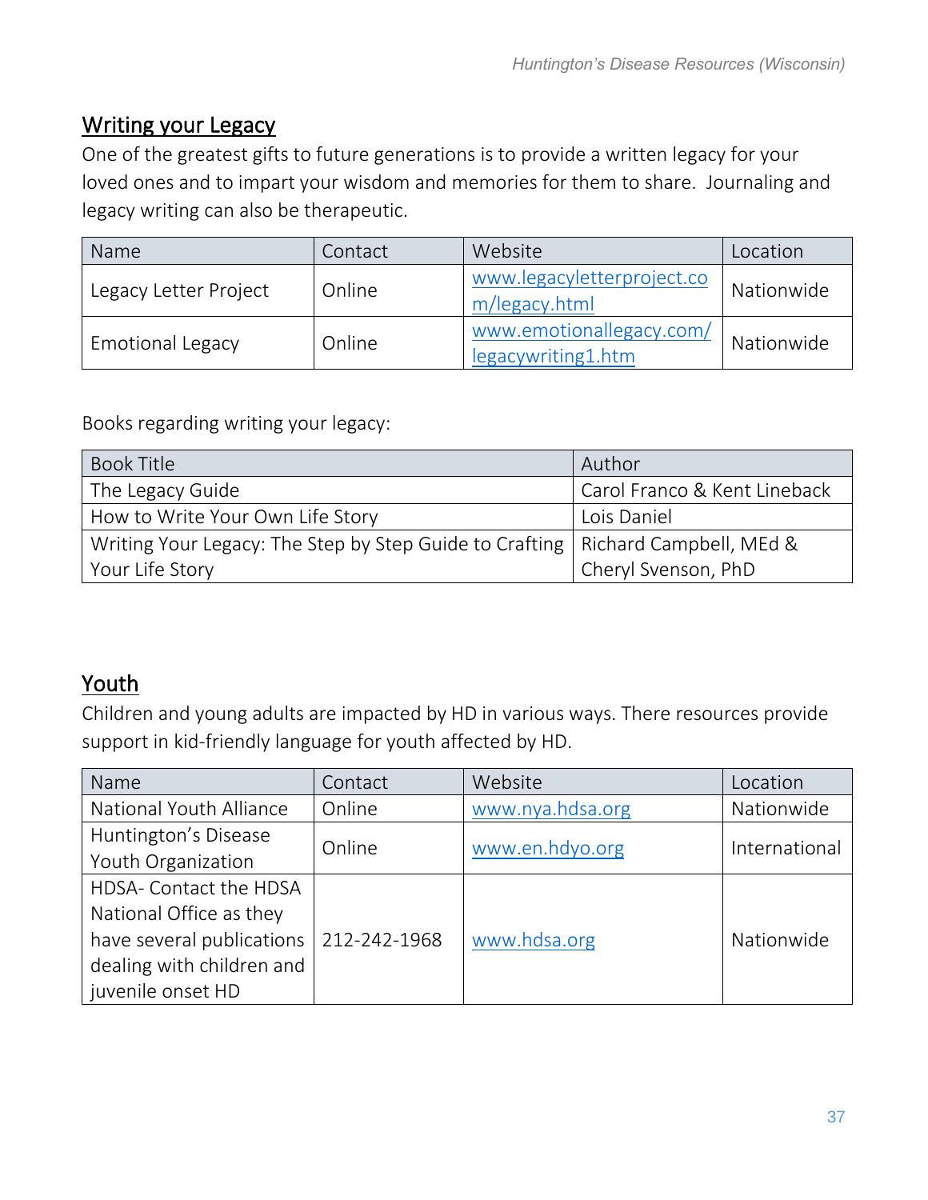## Writing your Legacy

One of the greatest gifts to future generations is to provide a written legacy for your loved ones and to impart your wisdom and memories for them to share. Journaling and legacy writing can also be therapeutic.

| Name | Contact | Website | Location |
|---|---|---|---|
| Legacy Letter Project | Online | www.legacyletterproject.com/legacy.html | Nationwide |
| Emotional Legacy | Online | www.emotionallegacy.com/legacywriting1.htm | Nationwide |

Books regarding writing your legacy:

| Book Title | Author |
|---|---|
| The Legacy Guide | Carol Franco & Kent Lineback |
| How to Write Your Own Life Story | Lois Daniel |
| Writing Your Legacy: The Step by Step Guide to Crafting Your Life Story | Richard Campbell, MEd & Cheryl Svenson, PhD |

## Youth

Children and young adults are impacted by HD in various ways. There resources provide support in kid-friendly language for youth affected by HD.

| Name | Contact | Website | Location |
|---|---|---|---|
| National Youth Alliance | Online | www.nya.hdsa.org | Nationwide |
| Huntington's Disease Youth Organization | Online | www.en.hdyo.org | International |
| HDSA- Contact the HDSA National Office as they have several publications dealing with children and juvenile onset HD | 212-242-1968 | www.hdsa.org | Nationwide |